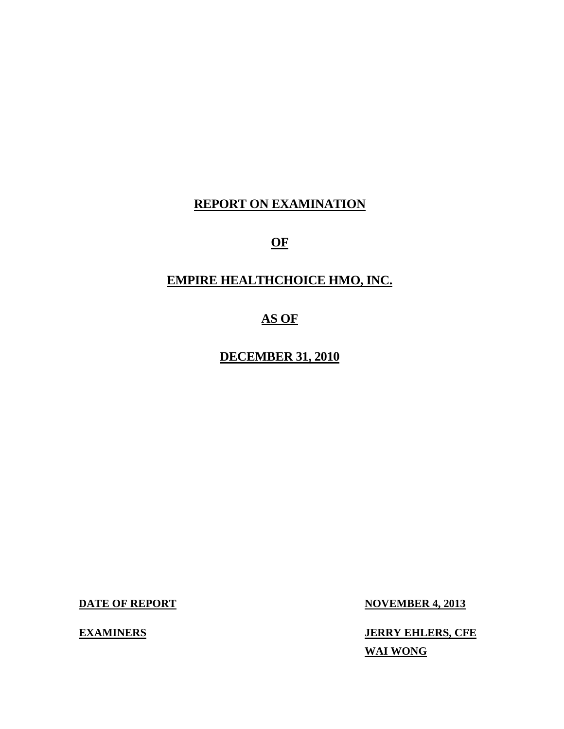# REPORT ON EXAMINATION

# OF

# EMPIRE HEALTHCHOICE HMO, INC.

# AS OF

# DECEMBER 31, 2010

| | |
|---|---|
| **DATE OF REPORT** | **NOVEMBER 4, 2013** |
| **EXAMINERS** | **JERRY EHLERS, CFE** |
| | **WAI WONG** |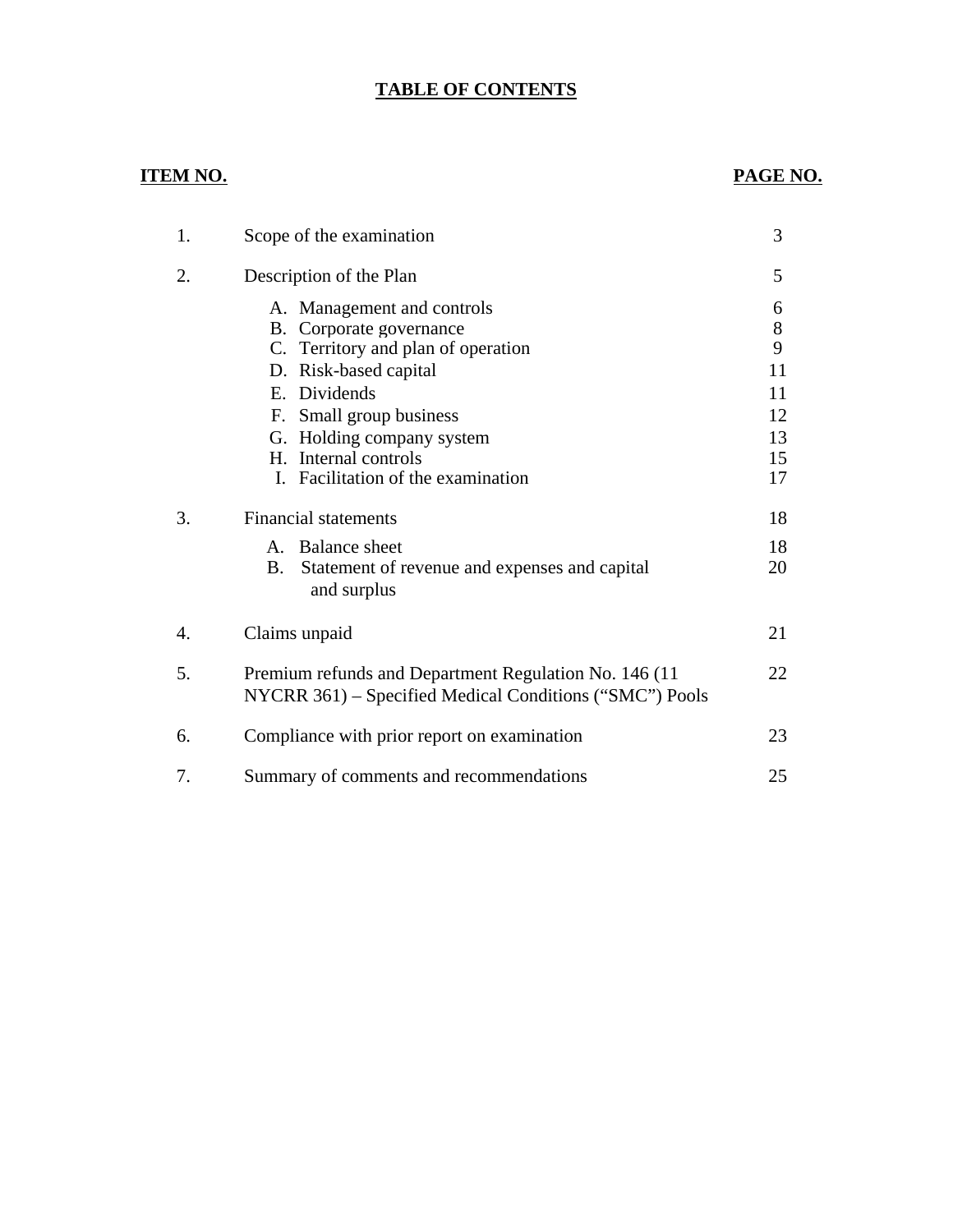# TABLE OF CONTENTS

| ITEM NO. | | PAGE NO. |
|---|---|---|
| 1. | Scope of the examination | 3 |
| 2. | Description of the Plan | 5 |
| | A. Management and controls | 6 |
| | B. Corporate governance | 8 |
| | C. Territory and plan of operation | 9 |
| | D. Risk-based capital | 11 |
| | E. Dividends | 11 |
| | F. Small group business | 12 |
| | G. Holding company system | 13 |
| | H. Internal controls | 15 |
| | I. Facilitation of the examination | 17 |
| 3. | Financial statements | 18 |
| | A. Balance sheet | 18 |
| | B. Statement of revenue and expenses and capital and surplus | 20 |
| 4. | Claims unpaid | 21 |
| 5. | Premium refunds and Department Regulation No. 146 (11 NYCRR 361) – Specified Medical Conditions ("SMC") Pools | 22 |
| 6. | Compliance with prior report on examination | 23 |
| 7. | Summary of comments and recommendations | 25 |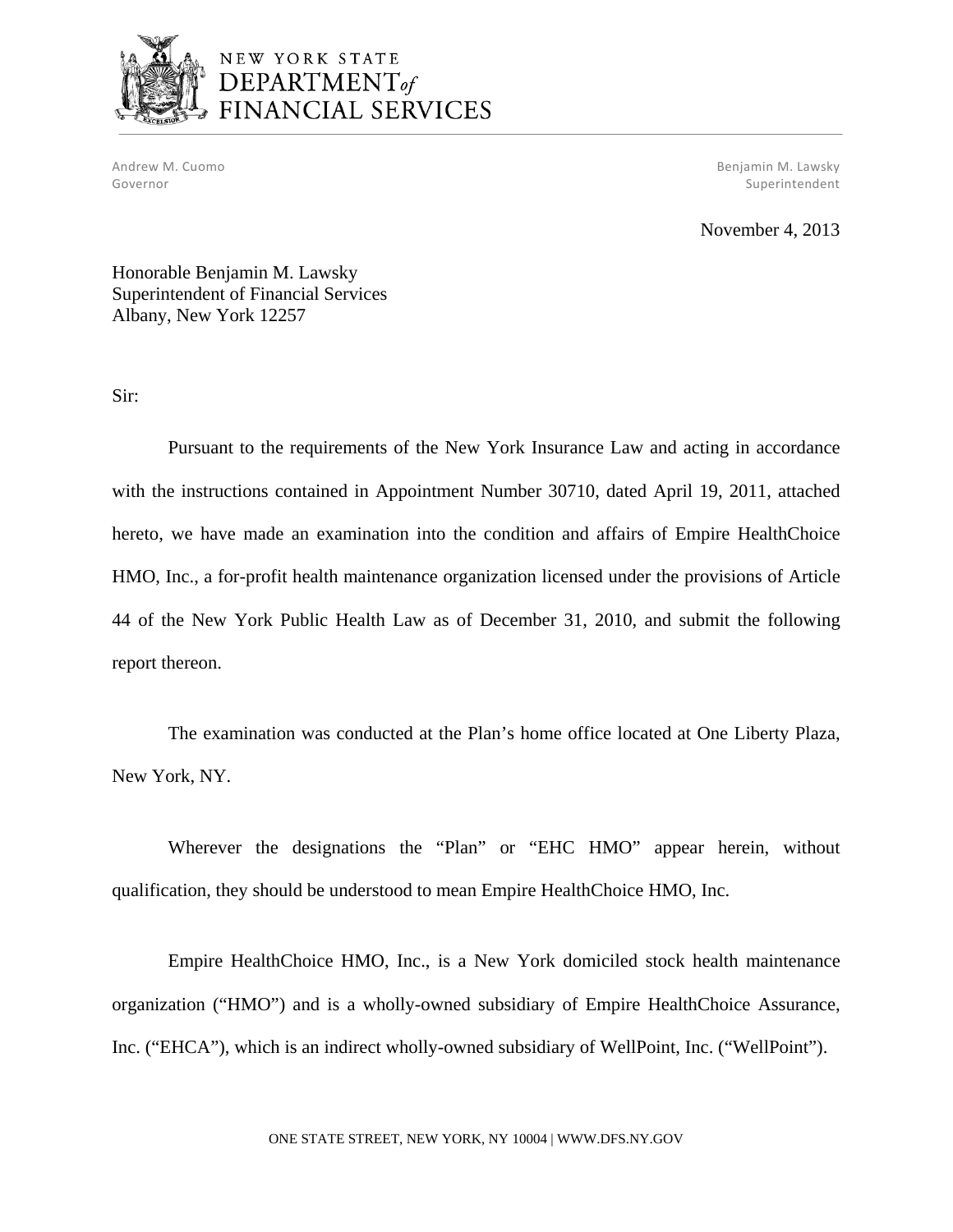NEW YORK STATE
DEPARTMENT *of*
FINANCIAL SERVICES

Andrew M. Cuomo
Governor

Benjamin M. Lawsky
Superintendent

November 4, 2013

Honorable Benjamin M. Lawsky
Superintendent of Financial Services
Albany, New York 12257

Sir:

Pursuant to the requirements of the New York Insurance Law and acting in accordance with the instructions contained in Appointment Number 30710, dated April 19, 2011, attached hereto, we have made an examination into the condition and affairs of Empire HealthChoice HMO, Inc., a for-profit health maintenance organization licensed under the provisions of Article 44 of the New York Public Health Law as of December 31, 2010, and submit the following report thereon.

The examination was conducted at the Plan's home office located at One Liberty Plaza, New York, NY.

Wherever the designations the "Plan" or "EHC HMO" appear herein, without qualification, they should be understood to mean Empire HealthChoice HMO, Inc.

Empire HealthChoice HMO, Inc., is a New York domiciled stock health maintenance organization ("HMO") and is a wholly-owned subsidiary of Empire HealthChoice Assurance, Inc. ("EHCA"), which is an indirect wholly-owned subsidiary of WellPoint, Inc. ("WellPoint").

ONE STATE STREET, NEW YORK, NY 10004 | WWW.DFS.NY.GOV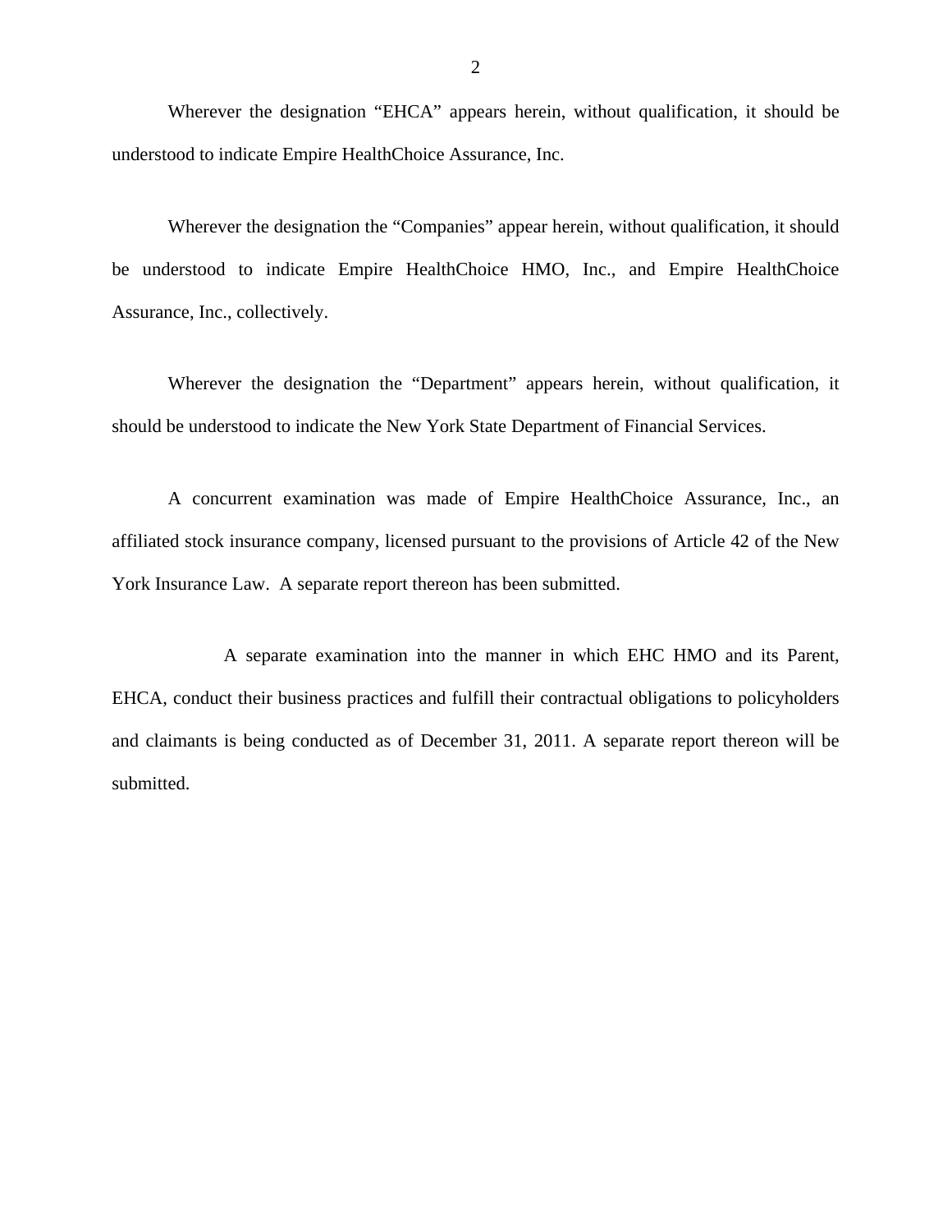Wherever the designation "EHCA" appears herein, without qualification, it should be understood to indicate Empire HealthChoice Assurance, Inc.

Wherever the designation the "Companies" appear herein, without qualification, it should be understood to indicate Empire HealthChoice HMO, Inc., and Empire HealthChoice Assurance, Inc., collectively.

Wherever the designation the "Department" appears herein, without qualification, it should be understood to indicate the New York State Department of Financial Services.

A concurrent examination was made of Empire HealthChoice Assurance, Inc., an affiliated stock insurance company, licensed pursuant to the provisions of Article 42 of the New York Insurance Law. A separate report thereon has been submitted.

A separate examination into the manner in which EHC HMO and its Parent, EHCA, conduct their business practices and fulfill their contractual obligations to policyholders and claimants is being conducted as of December 31, 2011. A separate report thereon will be submitted.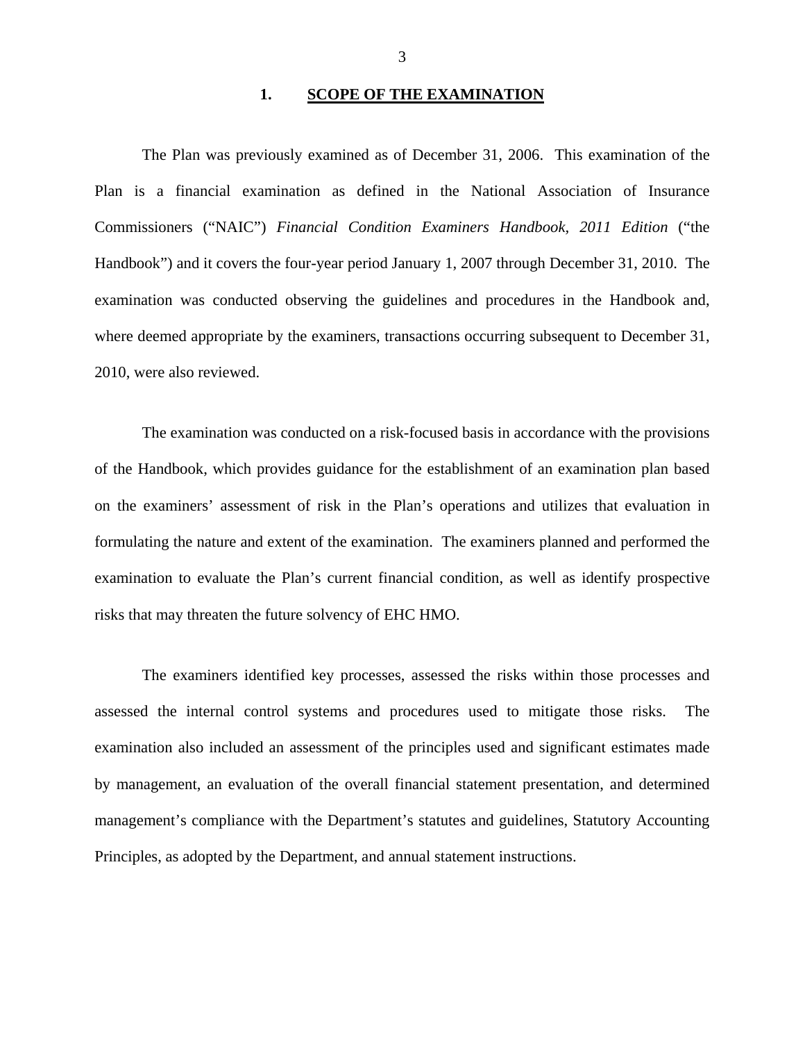## 1. SCOPE OF THE EXAMINATION

The Plan was previously examined as of December 31, 2006. This examination of the Plan is a financial examination as defined in the National Association of Insurance Commissioners ("NAIC") *Financial Condition Examiners Handbook, 2011 Edition* ("the Handbook") and it covers the four-year period January 1, 2007 through December 31, 2010. The examination was conducted observing the guidelines and procedures in the Handbook and, where deemed appropriate by the examiners, transactions occurring subsequent to December 31, 2010, were also reviewed.

The examination was conducted on a risk-focused basis in accordance with the provisions of the Handbook, which provides guidance for the establishment of an examination plan based on the examiners' assessment of risk in the Plan's operations and utilizes that evaluation in formulating the nature and extent of the examination. The examiners planned and performed the examination to evaluate the Plan's current financial condition, as well as identify prospective risks that may threaten the future solvency of EHC HMO.

The examiners identified key processes, assessed the risks within those processes and assessed the internal control systems and procedures used to mitigate those risks. The examination also included an assessment of the principles used and significant estimates made by management, an evaluation of the overall financial statement presentation, and determined management's compliance with the Department's statutes and guidelines, Statutory Accounting Principles, as adopted by the Department, and annual statement instructions.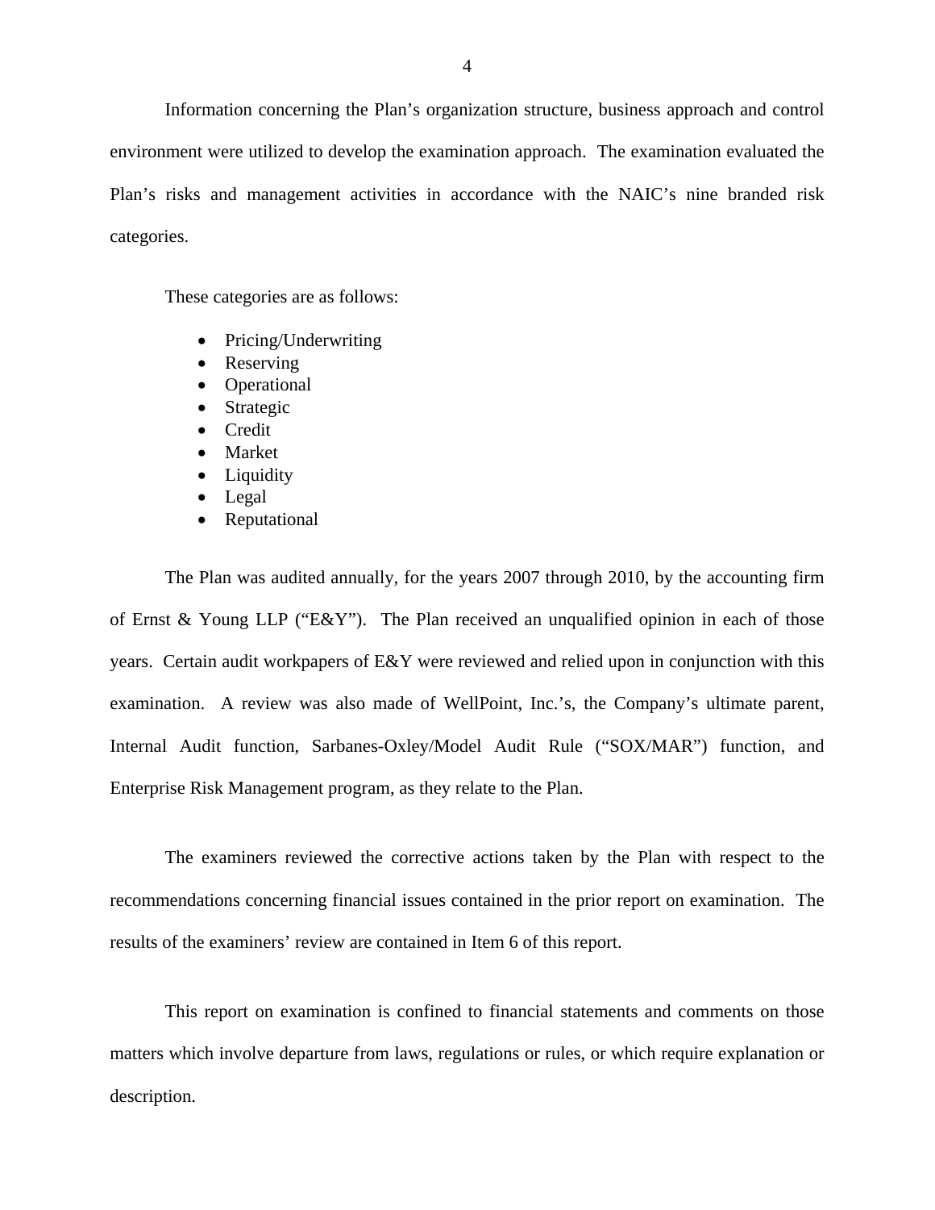Information concerning the Plan's organization structure, business approach and control environment were utilized to develop the examination approach. The examination evaluated the Plan's risks and management activities in accordance with the NAIC's nine branded risk categories.

These categories are as follows:

- Pricing/Underwriting
- Reserving
- Operational
- Strategic
- Credit
- Market
- Liquidity
- Legal
- Reputational

The Plan was audited annually, for the years 2007 through 2010, by the accounting firm of Ernst & Young LLP ("E&Y"). The Plan received an unqualified opinion in each of those years. Certain audit workpapers of E&Y were reviewed and relied upon in conjunction with this examination. A review was also made of WellPoint, Inc.'s, the Company's ultimate parent, Internal Audit function, Sarbanes-Oxley/Model Audit Rule ("SOX/MAR") function, and Enterprise Risk Management program, as they relate to the Plan.

The examiners reviewed the corrective actions taken by the Plan with respect to the recommendations concerning financial issues contained in the prior report on examination. The results of the examiners' review are contained in Item 6 of this report.

This report on examination is confined to financial statements and comments on those matters which involve departure from laws, regulations or rules, or which require explanation or description.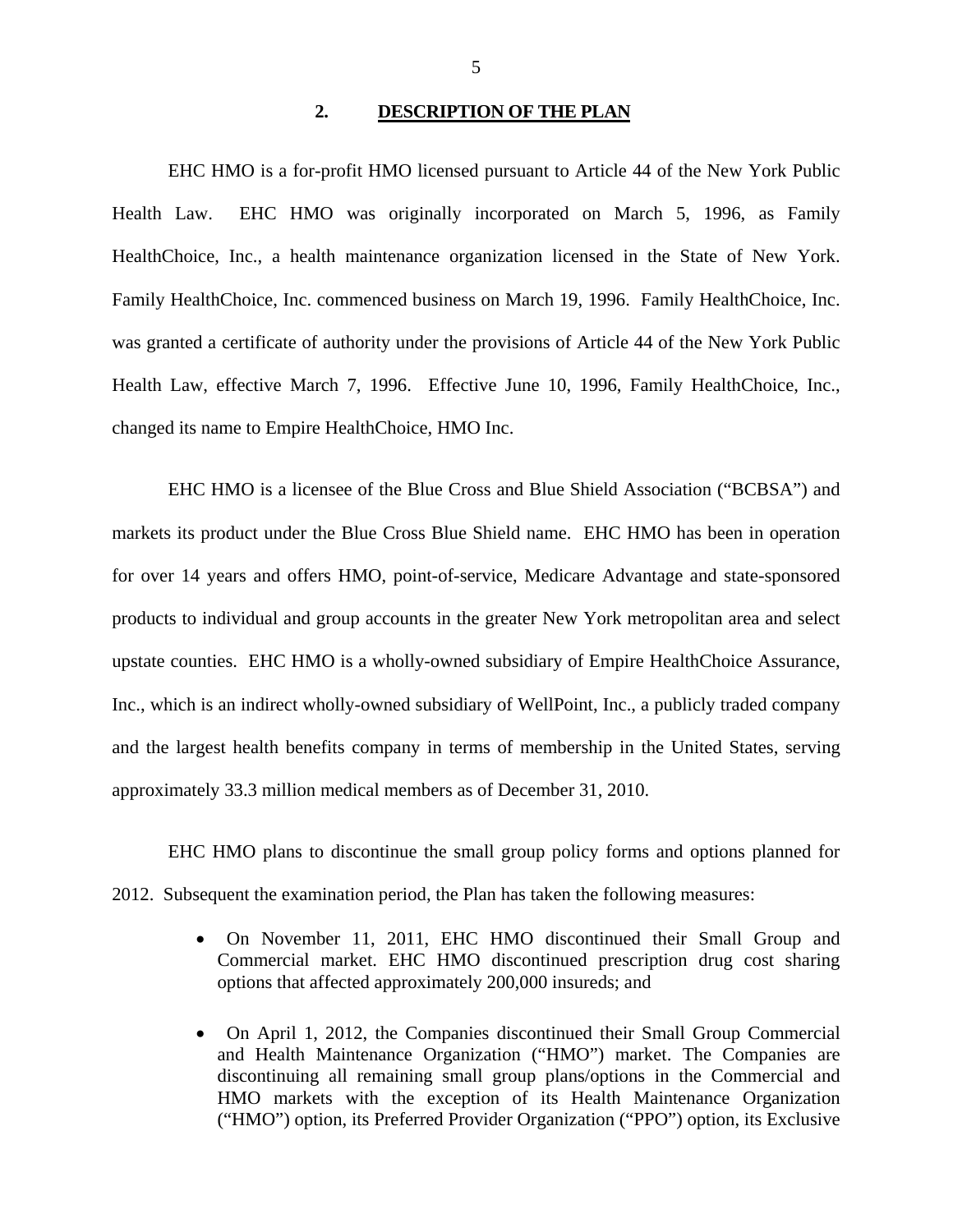## 2. DESCRIPTION OF THE PLAN

EHC HMO is a for-profit HMO licensed pursuant to Article 44 of the New York Public Health Law. EHC HMO was originally incorporated on March 5, 1996, as Family HealthChoice, Inc., a health maintenance organization licensed in the State of New York. Family HealthChoice, Inc. commenced business on March 19, 1996. Family HealthChoice, Inc. was granted a certificate of authority under the provisions of Article 44 of the New York Public Health Law, effective March 7, 1996. Effective June 10, 1996, Family HealthChoice, Inc., changed its name to Empire HealthChoice, HMO Inc.

EHC HMO is a licensee of the Blue Cross and Blue Shield Association ("BCBSA") and markets its product under the Blue Cross Blue Shield name. EHC HMO has been in operation for over 14 years and offers HMO, point-of-service, Medicare Advantage and state-sponsored products to individual and group accounts in the greater New York metropolitan area and select upstate counties. EHC HMO is a wholly-owned subsidiary of Empire HealthChoice Assurance, Inc., which is an indirect wholly-owned subsidiary of WellPoint, Inc., a publicly traded company and the largest health benefits company in terms of membership in the United States, serving approximately 33.3 million medical members as of December 31, 2010.

EHC HMO plans to discontinue the small group policy forms and options planned for 2012. Subsequent the examination period, the Plan has taken the following measures:

- On November 11, 2011, EHC HMO discontinued their Small Group and Commercial market. EHC HMO discontinued prescription drug cost sharing options that affected approximately 200,000 insureds; and
- On April 1, 2012, the Companies discontinued their Small Group Commercial and Health Maintenance Organization ("HMO") market. The Companies are discontinuing all remaining small group plans/options in the Commercial and HMO markets with the exception of its Health Maintenance Organization ("HMO") option, its Preferred Provider Organization ("PPO") option, its Exclusive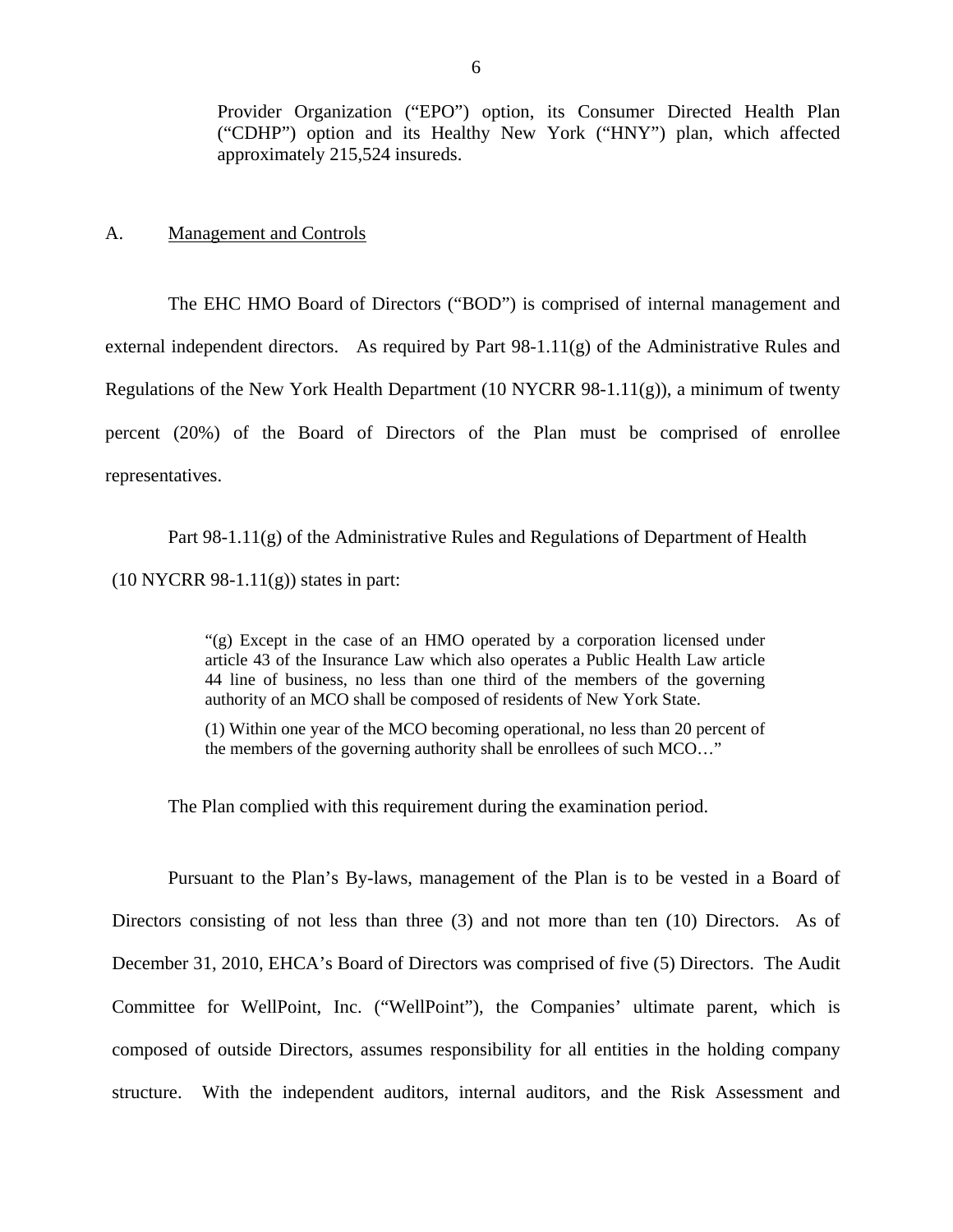Provider Organization ("EPO") option, its Consumer Directed Health Plan ("CDHP") option and its Healthy New York ("HNY") plan, which affected approximately 215,524 insureds.

## A. Management and Controls

The EHC HMO Board of Directors ("BOD") is comprised of internal management and external independent directors. As required by Part 98-1.11(g) of the Administrative Rules and Regulations of the New York Health Department (10 NYCRR 98-1.11(g)), a minimum of twenty percent (20%) of the Board of Directors of the Plan must be comprised of enrollee representatives.

Part 98-1.11(g) of the Administrative Rules and Regulations of Department of Health (10 NYCRR 98-1.11(g)) states in part:

> "(g) Except in the case of an HMO operated by a corporation licensed under article 43 of the Insurance Law which also operates a Public Health Law article 44 line of business, no less than one third of the members of the governing authority of an MCO shall be composed of residents of New York State.
>
> (1) Within one year of the MCO becoming operational, no less than 20 percent of the members of the governing authority shall be enrollees of such MCO…"

The Plan complied with this requirement during the examination period.

Pursuant to the Plan's By-laws, management of the Plan is to be vested in a Board of Directors consisting of not less than three (3) and not more than ten (10) Directors. As of December 31, 2010, EHCA's Board of Directors was comprised of five (5) Directors. The Audit Committee for WellPoint, Inc. ("WellPoint"), the Companies' ultimate parent, which is composed of outside Directors, assumes responsibility for all entities in the holding company structure. With the independent auditors, internal auditors, and the Risk Assessment and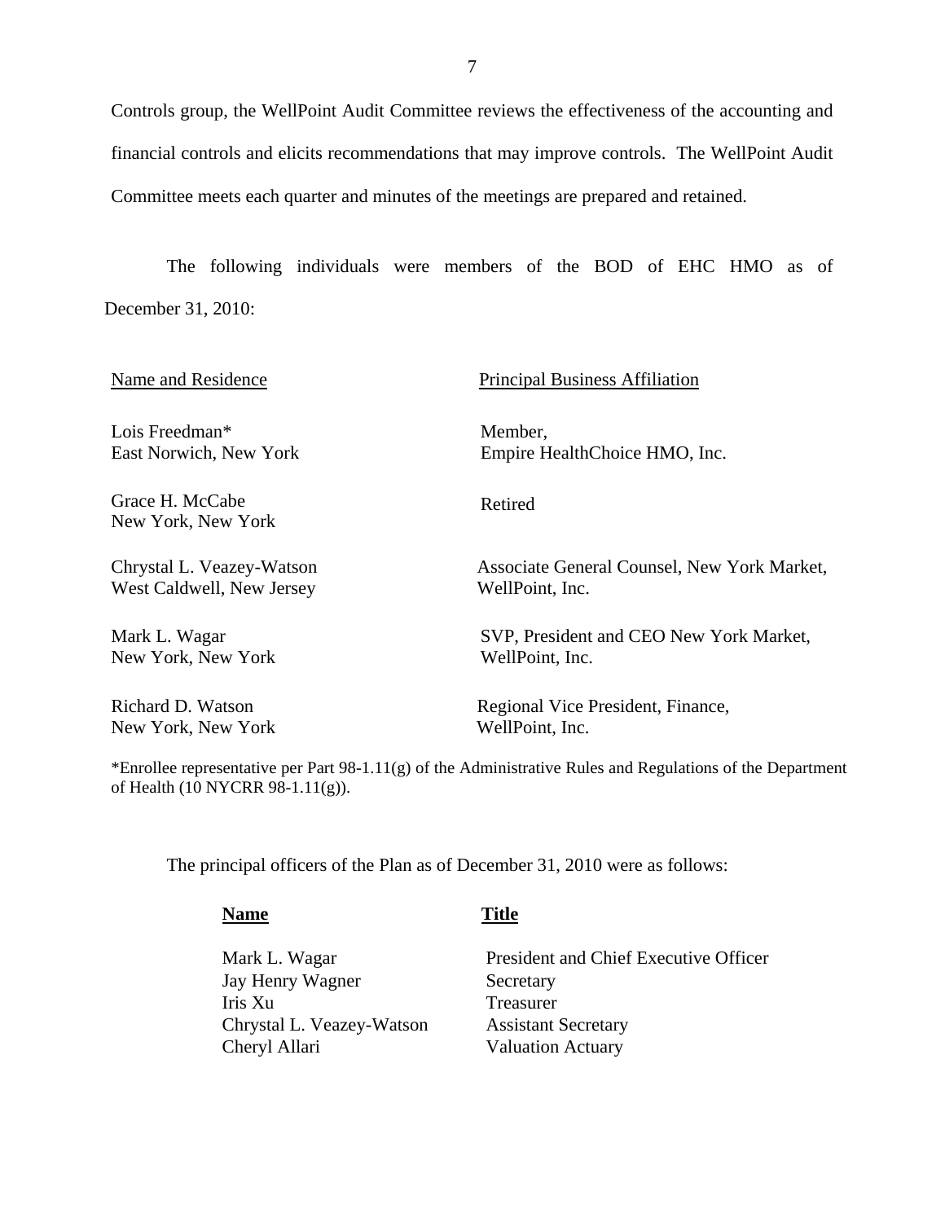Controls group, the WellPoint Audit Committee reviews the effectiveness of the accounting and financial controls and elicits recommendations that may improve controls. The WellPoint Audit Committee meets each quarter and minutes of the meetings are prepared and retained.

The following individuals were members of the BOD of EHC HMO as of December 31, 2010:

| Name and Residence | Principal Business Affiliation |
|---|---|
| Lois Freedman* East Norwich, New York | Member, Empire HealthChoice HMO, Inc. |
| Grace H. McCabe New York, New York | Retired |
| Chrystal L. Veazey-Watson West Caldwell, New Jersey | Associate General Counsel, New York Market, WellPoint, Inc. |
| Mark L. Wagar New York, New York | SVP, President and CEO New York Market, WellPoint, Inc. |
| Richard D. Watson New York, New York | Regional Vice President, Finance, WellPoint, Inc. |

*Enrollee representative per Part 98-1.11(g) of the Administrative Rules and Regulations of the Department of Health (10 NYCRR 98-1.11(g)).

The principal officers of the Plan as of December 31, 2010 were as follows:

| Name | Title |
|---|---|
| Mark L. Wagar | President and Chief Executive Officer |
| Jay Henry Wagner | Secretary |
| Iris Xu | Treasurer |
| Chrystal L. Veazey-Watson | Assistant Secretary |
| Cheryl Allari | Valuation Actuary |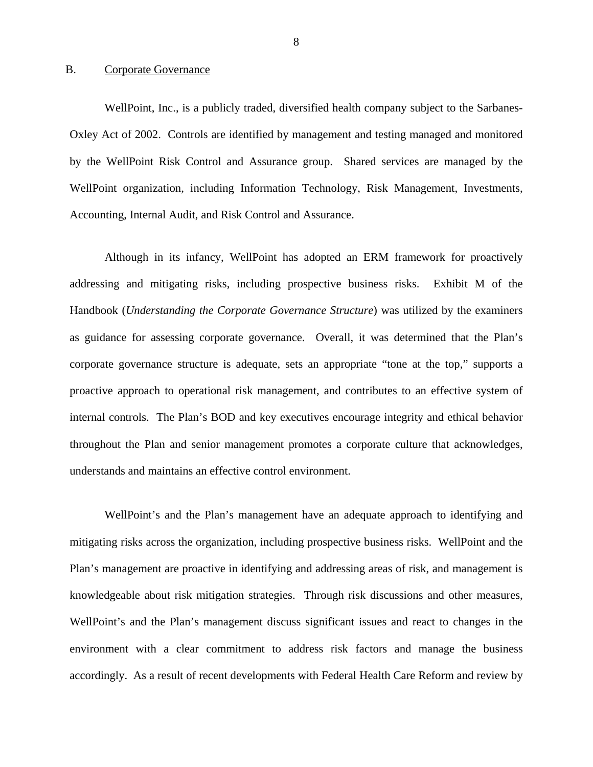## B. Corporate Governance

WellPoint, Inc., is a publicly traded, diversified health company subject to the Sarbanes-Oxley Act of 2002. Controls are identified by management and testing managed and monitored by the WellPoint Risk Control and Assurance group. Shared services are managed by the WellPoint organization, including Information Technology, Risk Management, Investments, Accounting, Internal Audit, and Risk Control and Assurance.

Although in its infancy, WellPoint has adopted an ERM framework for proactively addressing and mitigating risks, including prospective business risks. Exhibit M of the Handbook (*Understanding the Corporate Governance Structure*) was utilized by the examiners as guidance for assessing corporate governance. Overall, it was determined that the Plan's corporate governance structure is adequate, sets an appropriate "tone at the top," supports a proactive approach to operational risk management, and contributes to an effective system of internal controls. The Plan's BOD and key executives encourage integrity and ethical behavior throughout the Plan and senior management promotes a corporate culture that acknowledges, understands and maintains an effective control environment.

WellPoint's and the Plan's management have an adequate approach to identifying and mitigating risks across the organization, including prospective business risks. WellPoint and the Plan's management are proactive in identifying and addressing areas of risk, and management is knowledgeable about risk mitigation strategies. Through risk discussions and other measures, WellPoint's and the Plan's management discuss significant issues and react to changes in the environment with a clear commitment to address risk factors and manage the business accordingly. As a result of recent developments with Federal Health Care Reform and review by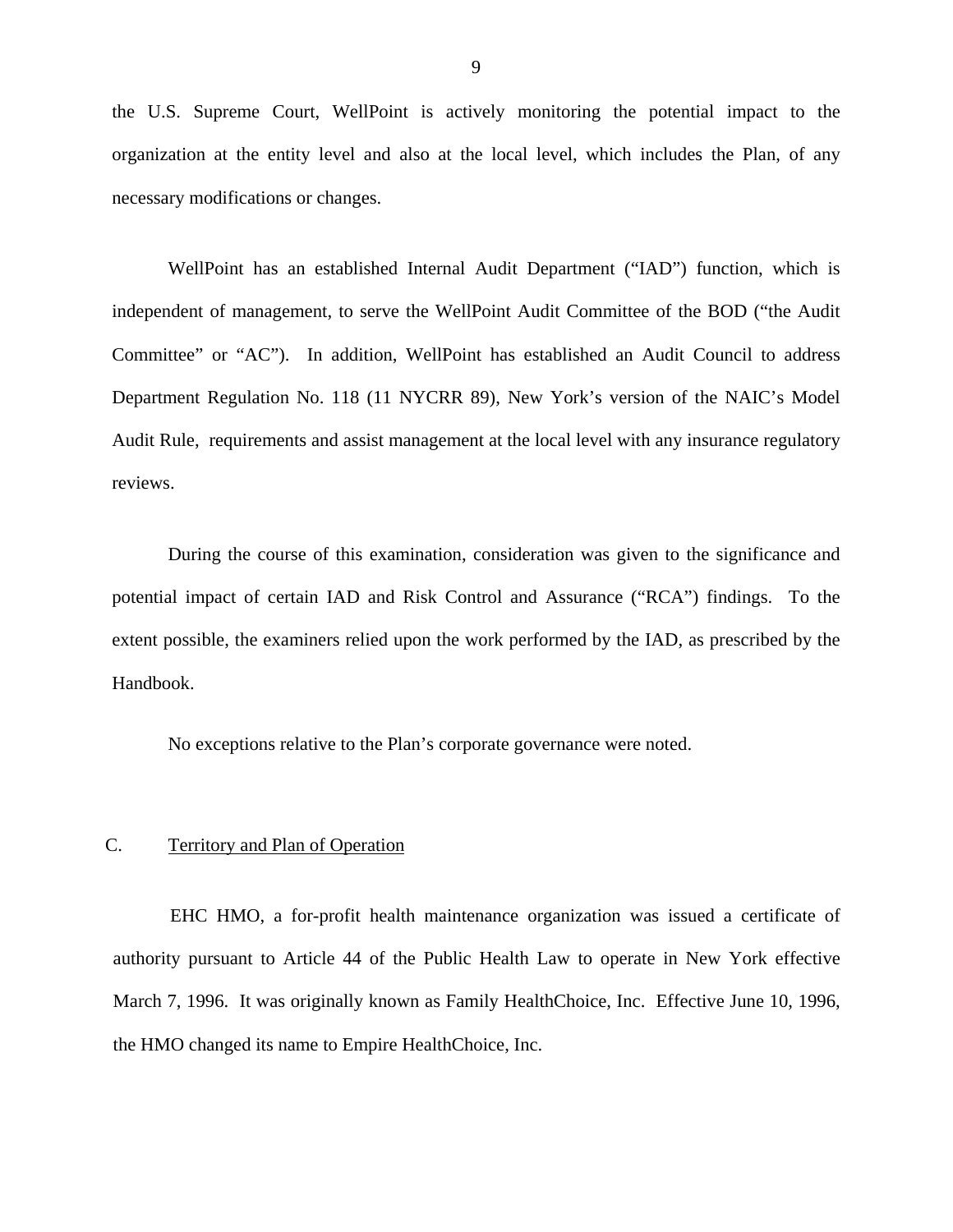the U.S. Supreme Court, WellPoint is actively monitoring the potential impact to the organization at the entity level and also at the local level, which includes the Plan, of any necessary modifications or changes.

WellPoint has an established Internal Audit Department ("IAD") function, which is independent of management, to serve the WellPoint Audit Committee of the BOD ("the Audit Committee" or "AC"). In addition, WellPoint has established an Audit Council to address Department Regulation No. 118 (11 NYCRR 89), New York's version of the NAIC's Model Audit Rule, requirements and assist management at the local level with any insurance regulatory reviews.

During the course of this examination, consideration was given to the significance and potential impact of certain IAD and Risk Control and Assurance ("RCA") findings. To the extent possible, the examiners relied upon the work performed by the IAD, as prescribed by the Handbook.

No exceptions relative to the Plan's corporate governance were noted.

## C. Territory and Plan of Operation

EHC HMO, a for-profit health maintenance organization was issued a certificate of authority pursuant to Article 44 of the Public Health Law to operate in New York effective March 7, 1996. It was originally known as Family HealthChoice, Inc. Effective June 10, 1996, the HMO changed its name to Empire HealthChoice, Inc.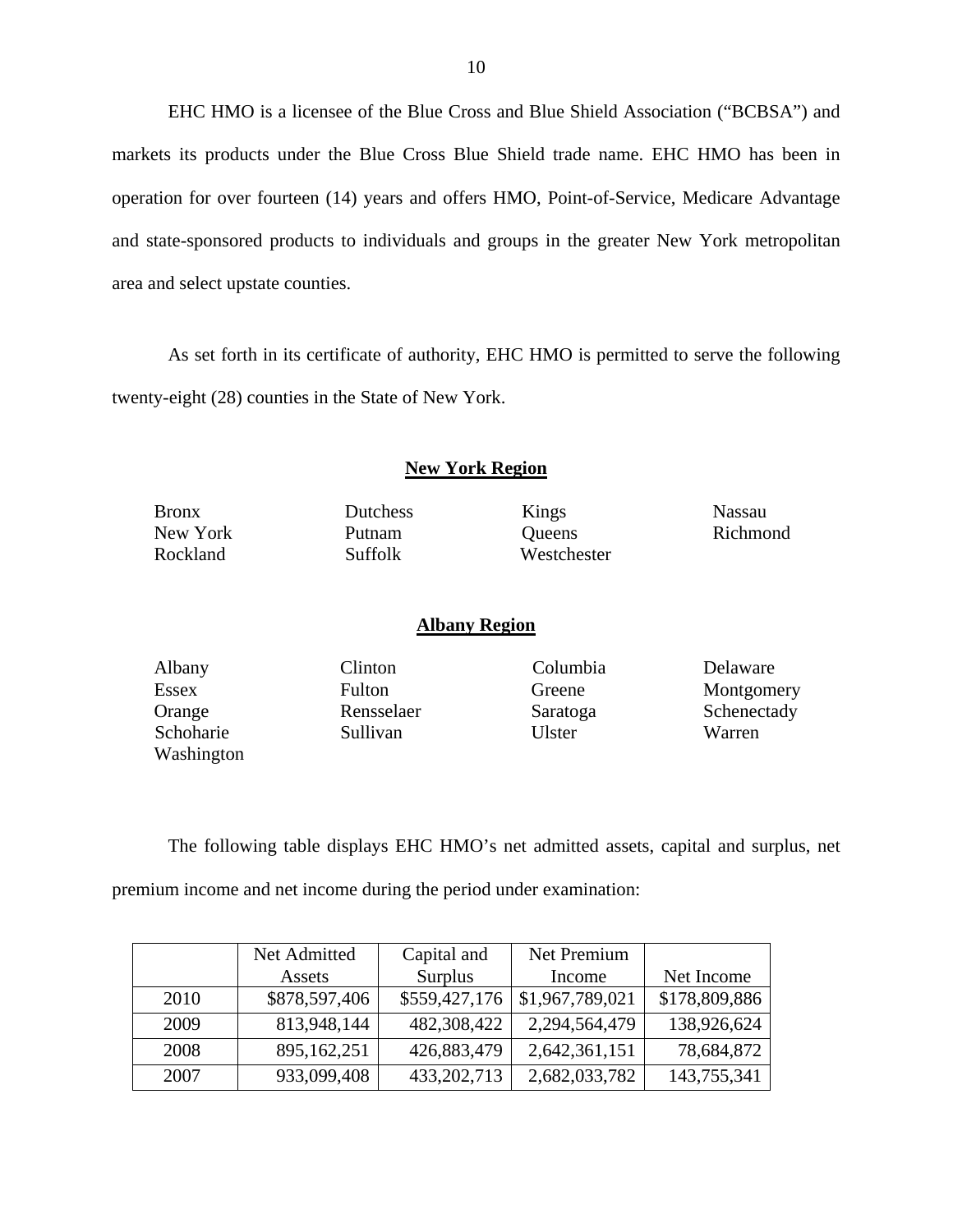EHC HMO is a licensee of the Blue Cross and Blue Shield Association ("BCBSA") and markets its products under the Blue Cross Blue Shield trade name. EHC HMO has been in operation for over fourteen (14) years and offers HMO, Point-of-Service, Medicare Advantage and state-sponsored products to individuals and groups in the greater New York metropolitan area and select upstate counties.

As set forth in its certificate of authority, EHC HMO is permitted to serve the following twenty-eight (28) counties in the State of New York.

**New York Region**

| | | | |
|---|---|---|---|
| Bronx | Dutchess | Kings | Nassau |
| New York | Putnam | Queens | Richmond |
| Rockland | Suffolk | Westchester | |

**Albany Region**

| | | | |
|---|---|---|---|
| Albany | Clinton | Columbia | Delaware |
| Essex | Fulton | Greene | Montgomery |
| Orange | Rensselaer | Saratoga | Schenectady |
| Schoharie | Sullivan | Ulster | Warren |
| Washington | | | |

The following table displays EHC HMO's net admitted assets, capital and surplus, net premium income and net income during the period under examination:

| | Net Admitted Assets | Capital and Surplus | Net Premium Income | Net Income |
|---|---|---|---|---|
| 2010 | $878,597,406 | $559,427,176 | $1,967,789,021 | $178,809,886 |
| 2009 | 813,948,144 | 482,308,422 | 2,294,564,479 | 138,926,624 |
| 2008 | 895,162,251 | 426,883,479 | 2,642,361,151 | 78,684,872 |
| 2007 | 933,099,408 | 433,202,713 | 2,682,033,782 | 143,755,341 |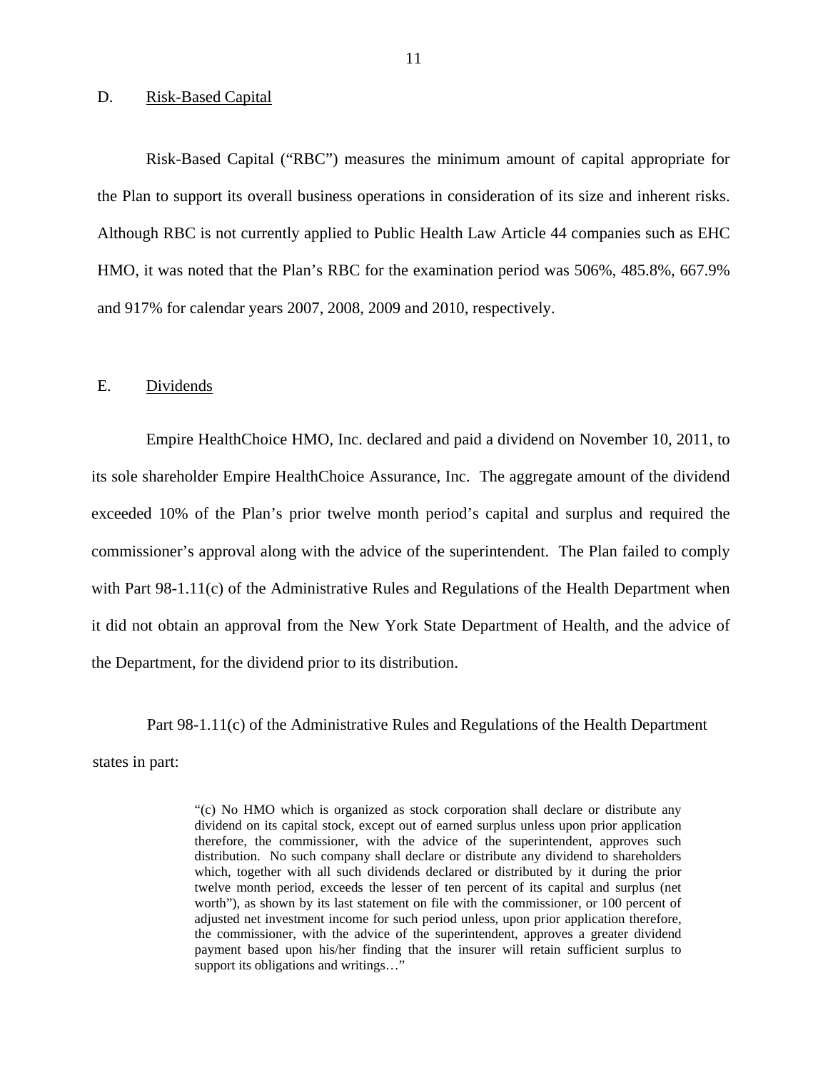## D. Risk-Based Capital

Risk-Based Capital ("RBC") measures the minimum amount of capital appropriate for the Plan to support its overall business operations in consideration of its size and inherent risks. Although RBC is not currently applied to Public Health Law Article 44 companies such as EHC HMO, it was noted that the Plan's RBC for the examination period was 506%, 485.8%, 667.9% and 917% for calendar years 2007, 2008, 2009 and 2010, respectively.

## E. Dividends

Empire HealthChoice HMO, Inc. declared and paid a dividend on November 10, 2011, to its sole shareholder Empire HealthChoice Assurance, Inc. The aggregate amount of the dividend exceeded 10% of the Plan's prior twelve month period's capital and surplus and required the commissioner's approval along with the advice of the superintendent. The Plan failed to comply with Part 98-1.11(c) of the Administrative Rules and Regulations of the Health Department when it did not obtain an approval from the New York State Department of Health, and the advice of the Department, for the dividend prior to its distribution.

Part 98-1.11(c) of the Administrative Rules and Regulations of the Health Department states in part:

> "(c) No HMO which is organized as stock corporation shall declare or distribute any dividend on its capital stock, except out of earned surplus unless upon prior application therefore, the commissioner, with the advice of the superintendent, approves such distribution. No such company shall declare or distribute any dividend to shareholders which, together with all such dividends declared or distributed by it during the prior twelve month period, exceeds the lesser of ten percent of its capital and surplus (net worth"), as shown by its last statement on file with the commissioner, or 100 percent of adjusted net investment income for such period unless, upon prior application therefore, the commissioner, with the advice of the superintendent, approves a greater dividend payment based upon his/her finding that the insurer will retain sufficient surplus to support its obligations and writings…"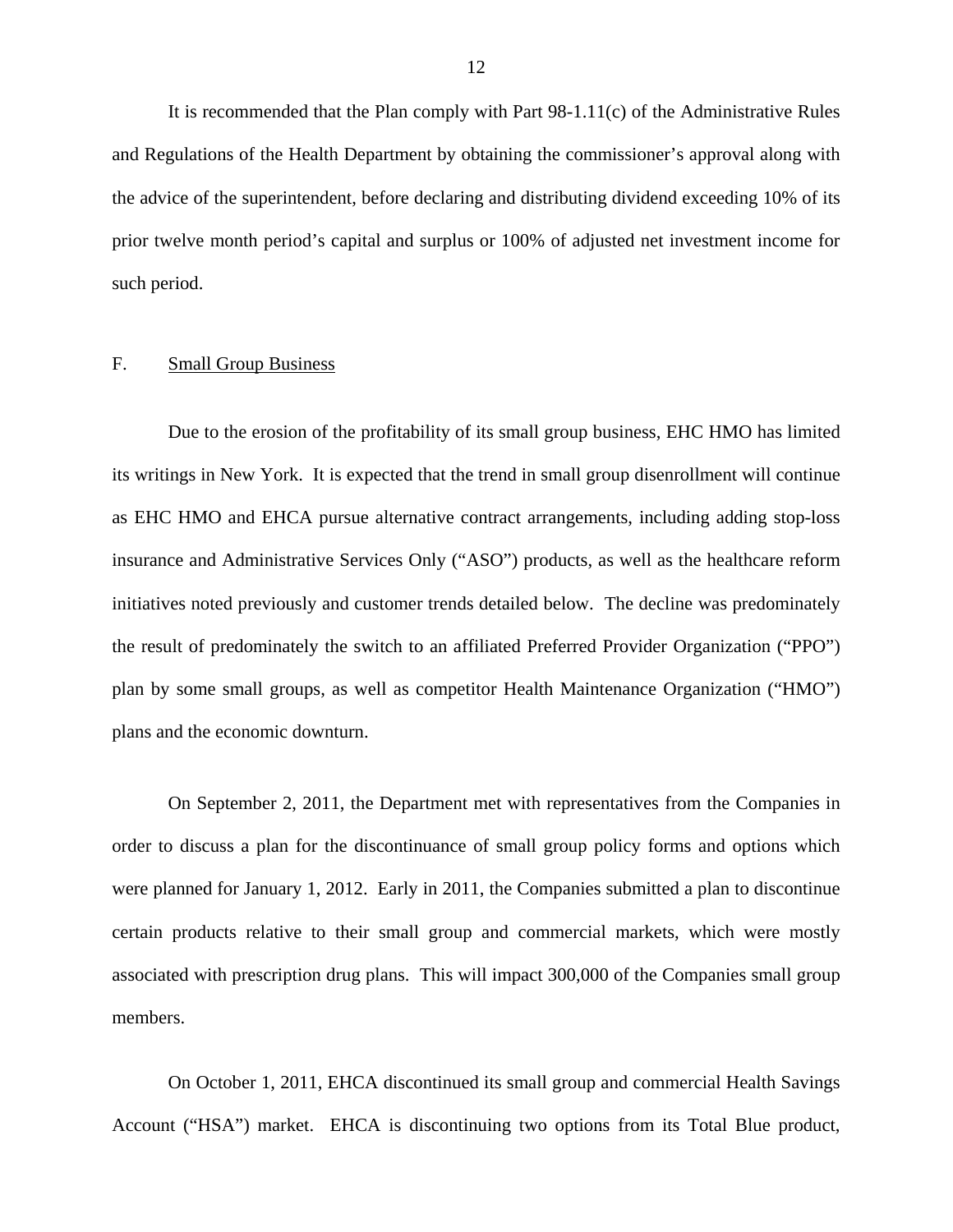It is recommended that the Plan comply with Part 98-1.11(c) of the Administrative Rules and Regulations of the Health Department by obtaining the commissioner's approval along with the advice of the superintendent, before declaring and distributing dividend exceeding 10% of its prior twelve month period's capital and surplus or 100% of adjusted net investment income for such period.

## F. Small Group Business

Due to the erosion of the profitability of its small group business, EHC HMO has limited its writings in New York. It is expected that the trend in small group disenrollment will continue as EHC HMO and EHCA pursue alternative contract arrangements, including adding stop-loss insurance and Administrative Services Only ("ASO") products, as well as the healthcare reform initiatives noted previously and customer trends detailed below. The decline was predominately the result of predominately the switch to an affiliated Preferred Provider Organization ("PPO") plan by some small groups, as well as competitor Health Maintenance Organization ("HMO") plans and the economic downturn.

On September 2, 2011, the Department met with representatives from the Companies in order to discuss a plan for the discontinuance of small group policy forms and options which were planned for January 1, 2012. Early in 2011, the Companies submitted a plan to discontinue certain products relative to their small group and commercial markets, which were mostly associated with prescription drug plans. This will impact 300,000 of the Companies small group members.

On October 1, 2011, EHCA discontinued its small group and commercial Health Savings Account ("HSA") market. EHCA is discontinuing two options from its Total Blue product,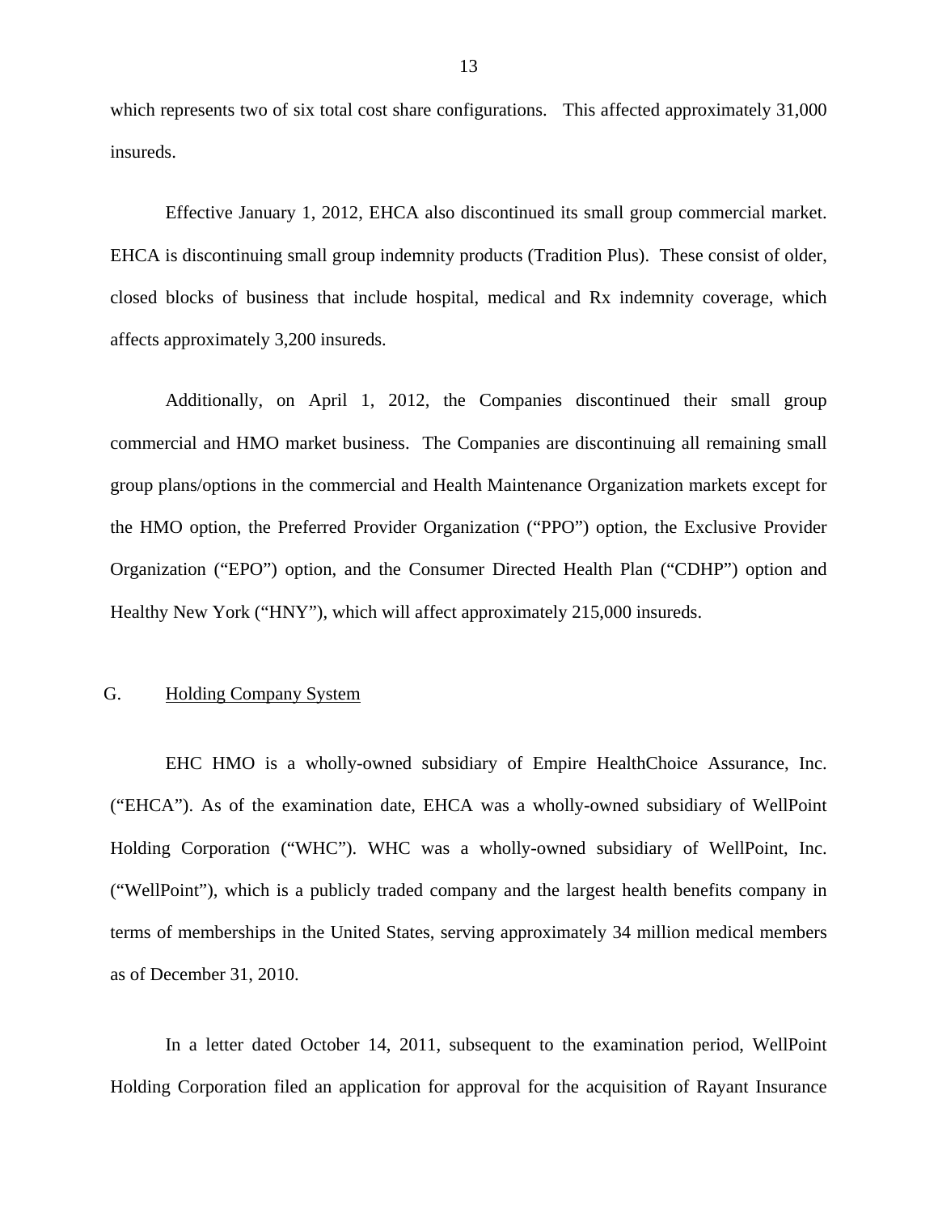which represents two of six total cost share configurations. This affected approximately 31,000 insureds.

Effective January 1, 2012, EHCA also discontinued its small group commercial market. EHCA is discontinuing small group indemnity products (Tradition Plus). These consist of older, closed blocks of business that include hospital, medical and Rx indemnity coverage, which affects approximately 3,200 insureds.

Additionally, on April 1, 2012, the Companies discontinued their small group commercial and HMO market business. The Companies are discontinuing all remaining small group plans/options in the commercial and Health Maintenance Organization markets except for the HMO option, the Preferred Provider Organization ("PPO") option, the Exclusive Provider Organization ("EPO") option, and the Consumer Directed Health Plan ("CDHP") option and Healthy New York ("HNY"), which will affect approximately 215,000 insureds.

## G. Holding Company System

EHC HMO is a wholly-owned subsidiary of Empire HealthChoice Assurance, Inc. ("EHCA"). As of the examination date, EHCA was a wholly-owned subsidiary of WellPoint Holding Corporation ("WHC"). WHC was a wholly-owned subsidiary of WellPoint, Inc. ("WellPoint"), which is a publicly traded company and the largest health benefits company in terms of memberships in the United States, serving approximately 34 million medical members as of December 31, 2010.

In a letter dated October 14, 2011, subsequent to the examination period, WellPoint Holding Corporation filed an application for approval for the acquisition of Rayant Insurance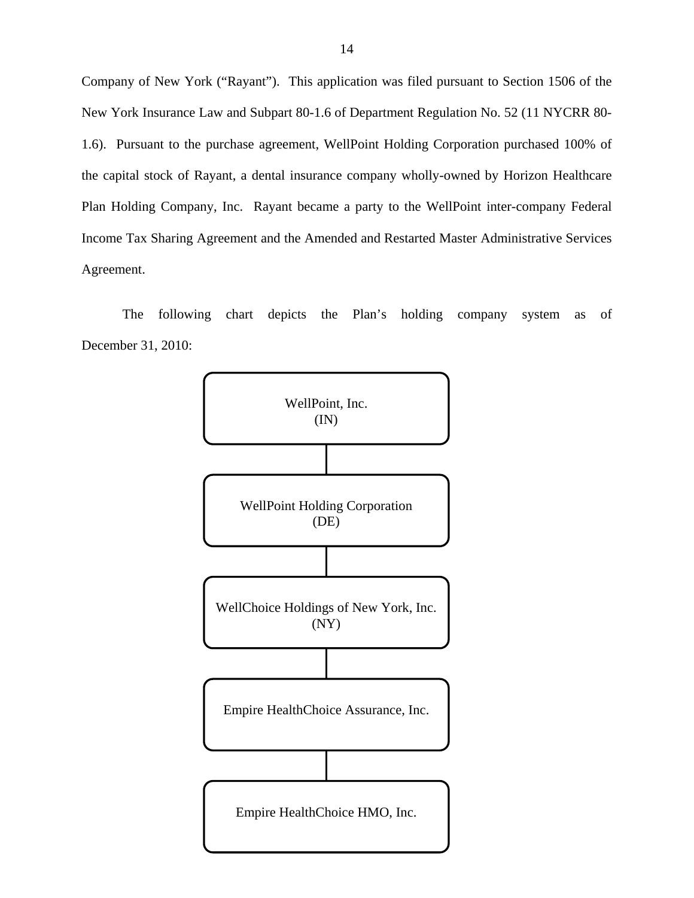Company of New York ("Rayant"). This application was filed pursuant to Section 1506 of the New York Insurance Law and Subpart 80-1.6 of Department Regulation No. 52 (11 NYCRR 80-1.6). Pursuant to the purchase agreement, WellPoint Holding Corporation purchased 100% of the capital stock of Rayant, a dental insurance company wholly-owned by Horizon Healthcare Plan Holding Company, Inc. Rayant became a party to the WellPoint inter-company Federal Income Tax Sharing Agreement and the Amended and Restarted Master Administrative Services Agreement.

The following chart depicts the Plan's holding company system as of December 31, 2010:

WellPoint, Inc.
(IN)

WellPoint Holding Corporation
(DE)

WellChoice Holdings of New York, Inc.
(NY)

Empire HealthChoice Assurance, Inc.

Empire HealthChoice HMO, Inc.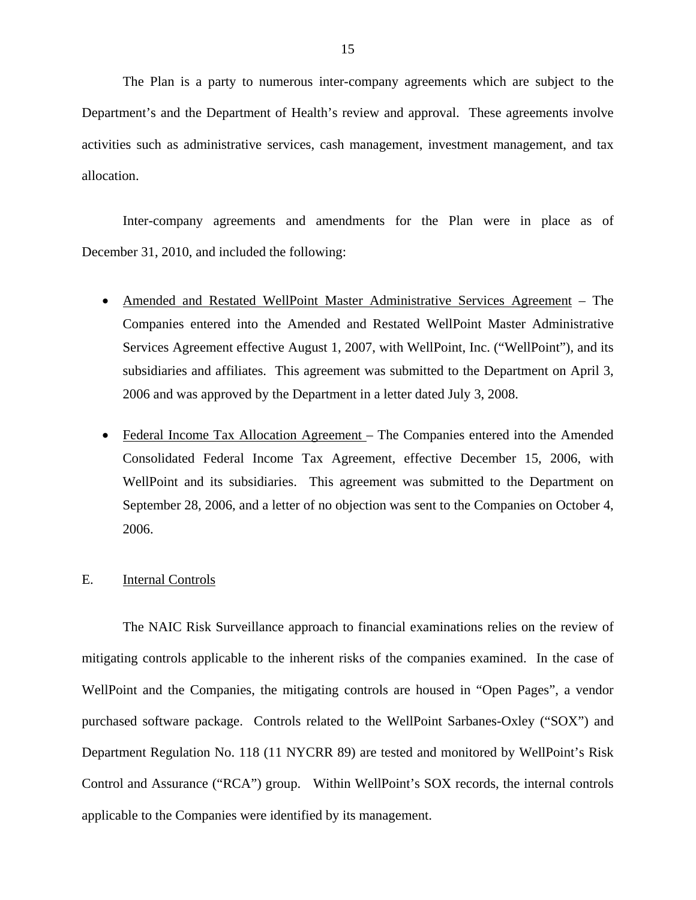The Plan is a party to numerous inter-company agreements which are subject to the Department's and the Department of Health's review and approval. These agreements involve activities such as administrative services, cash management, investment management, and tax allocation.

Inter-company agreements and amendments for the Plan were in place as of December 31, 2010, and included the following:

- Amended and Restated WellPoint Master Administrative Services Agreement – The Companies entered into the Amended and Restated WellPoint Master Administrative Services Agreement effective August 1, 2007, with WellPoint, Inc. ("WellPoint"), and its subsidiaries and affiliates. This agreement was submitted to the Department on April 3, 2006 and was approved by the Department in a letter dated July 3, 2008.

- Federal Income Tax Allocation Agreement – The Companies entered into the Amended Consolidated Federal Income Tax Agreement, effective December 15, 2006, with WellPoint and its subsidiaries. This agreement was submitted to the Department on September 28, 2006, and a letter of no objection was sent to the Companies on October 4, 2006.

## E. Internal Controls

The NAIC Risk Surveillance approach to financial examinations relies on the review of mitigating controls applicable to the inherent risks of the companies examined. In the case of WellPoint and the Companies, the mitigating controls are housed in "Open Pages", a vendor purchased software package. Controls related to the WellPoint Sarbanes-Oxley ("SOX") and Department Regulation No. 118 (11 NYCRR 89) are tested and monitored by WellPoint's Risk Control and Assurance ("RCA") group. Within WellPoint's SOX records, the internal controls applicable to the Companies were identified by its management.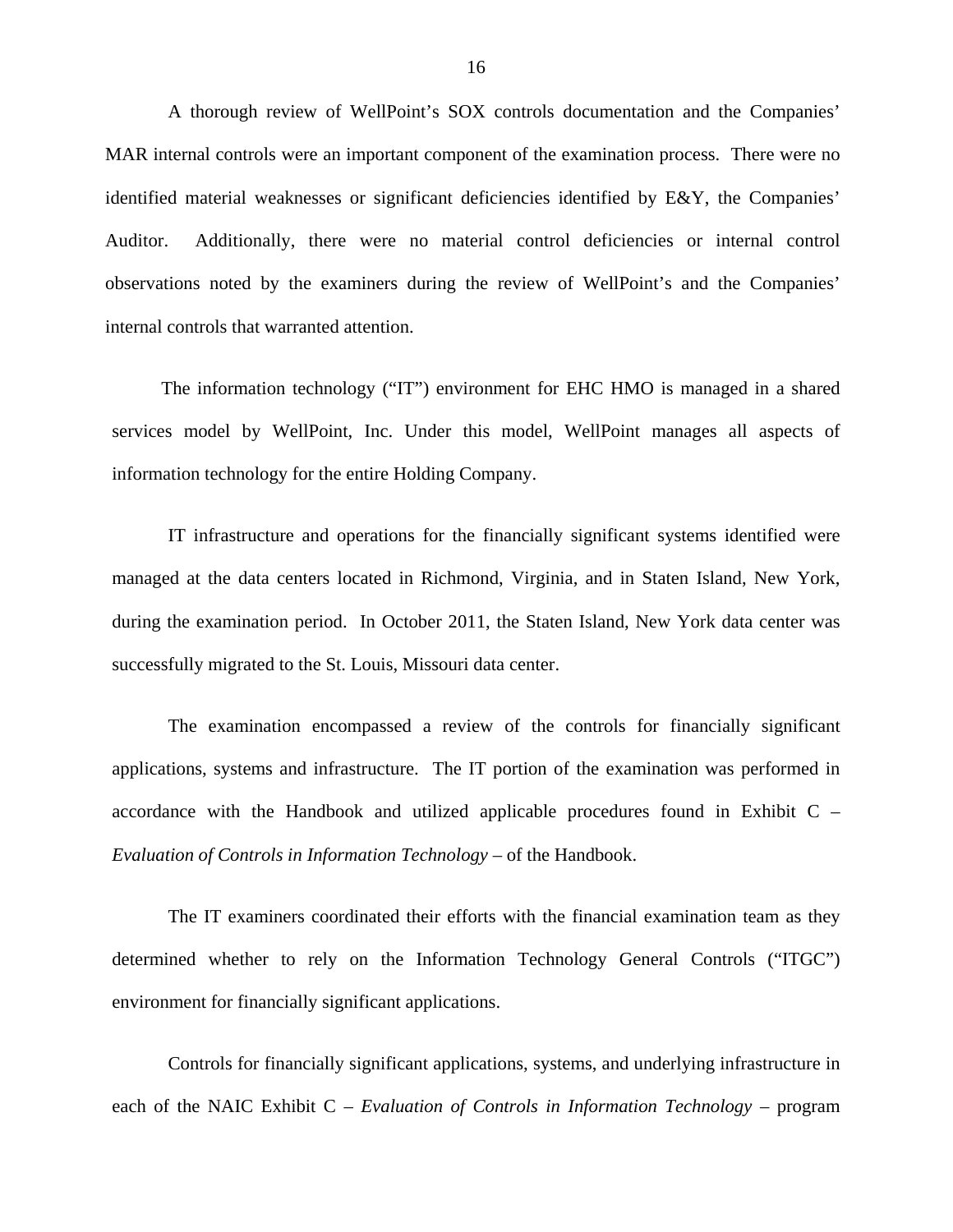A thorough review of WellPoint's SOX controls documentation and the Companies' MAR internal controls were an important component of the examination process. There were no identified material weaknesses or significant deficiencies identified by E&Y, the Companies' Auditor. Additionally, there were no material control deficiencies or internal control observations noted by the examiners during the review of WellPoint's and the Companies' internal controls that warranted attention.

The information technology ("IT") environment for EHC HMO is managed in a shared services model by WellPoint, Inc. Under this model, WellPoint manages all aspects of information technology for the entire Holding Company.

IT infrastructure and operations for the financially significant systems identified were managed at the data centers located in Richmond, Virginia, and in Staten Island, New York, during the examination period. In October 2011, the Staten Island, New York data center was successfully migrated to the St. Louis, Missouri data center.

The examination encompassed a review of the controls for financially significant applications, systems and infrastructure. The IT portion of the examination was performed in accordance with the Handbook and utilized applicable procedures found in Exhibit C – *Evaluation of Controls in Information Technology* – of the Handbook.

The IT examiners coordinated their efforts with the financial examination team as they determined whether to rely on the Information Technology General Controls ("ITGC") environment for financially significant applications.

Controls for financially significant applications, systems, and underlying infrastructure in each of the NAIC Exhibit C – *Evaluation of Controls in Information Technology* – program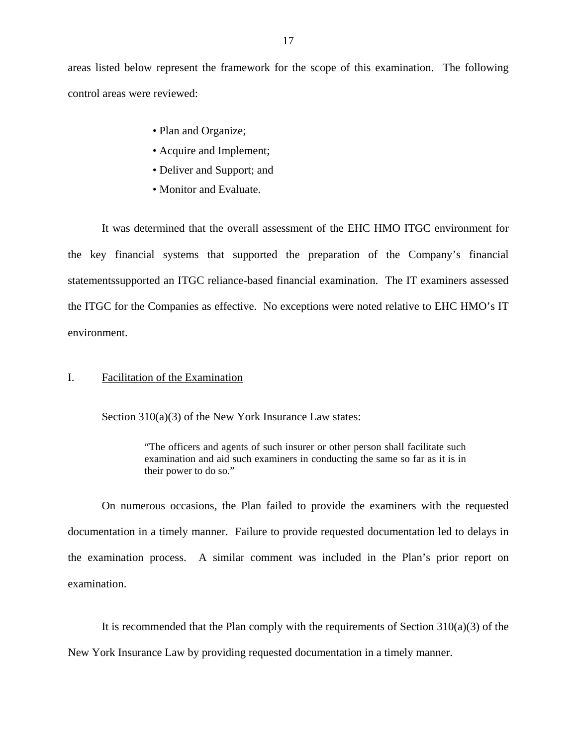areas listed below represent the framework for the scope of this examination. The following control areas were reviewed:

- Plan and Organize;
- Acquire and Implement;
- Deliver and Support; and
- Monitor and Evaluate.

It was determined that the overall assessment of the EHC HMO ITGC environment for the key financial systems that supported the preparation of the Company's financial statementssupported an ITGC reliance-based financial examination. The IT examiners assessed the ITGC for the Companies as effective. No exceptions were noted relative to EHC HMO's IT environment.

## I. Facilitation of the Examination

Section 310(a)(3) of the New York Insurance Law states:

> "The officers and agents of such insurer or other person shall facilitate such examination and aid such examiners in conducting the same so far as it is in their power to do so."

On numerous occasions, the Plan failed to provide the examiners with the requested documentation in a timely manner. Failure to provide requested documentation led to delays in the examination process. A similar comment was included in the Plan's prior report on examination.

It is recommended that the Plan comply with the requirements of Section 310(a)(3) of the New York Insurance Law by providing requested documentation in a timely manner.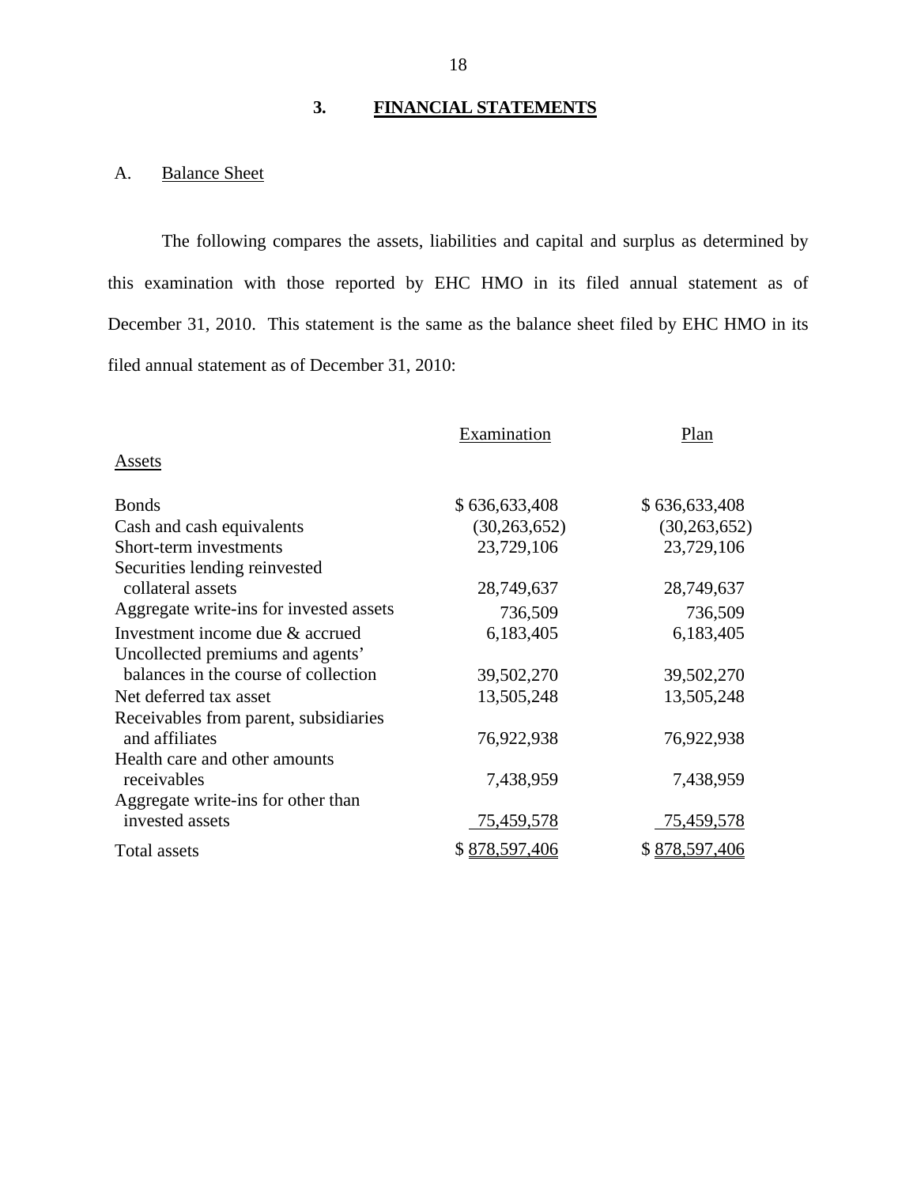## 3. FINANCIAL STATEMENTS

### A. Balance Sheet

The following compares the assets, liabilities and capital and surplus as determined by this examination with those reported by EHC HMO in its filed annual statement as of December 31, 2010. This statement is the same as the balance sheet filed by EHC HMO in its filed annual statement as of December 31, 2010:

| | Examination | Plan |
|---|---|---|
| Assets | | |
| Bonds | $ 636,633,408 | $ 636,633,408 |
| Cash and cash equivalents | (30,263,652) | (30,263,652) |
| Short-term investments | 23,729,106 | 23,729,106 |
| Securities lending reinvested collateral assets | 28,749,637 | 28,749,637 |
| Aggregate write-ins for invested assets | 736,509 | 736,509 |
| Investment income due & accrued | 6,183,405 | 6,183,405 |
| Uncollected premiums and agents' balances in the course of collection | 39,502,270 | 39,502,270 |
| Net deferred tax asset | 13,505,248 | 13,505,248 |
| Receivables from parent, subsidiaries and affiliates | 76,922,938 | 76,922,938 |
| Health care and other amounts receivables | 7,438,959 | 7,438,959 |
| Aggregate write-ins for other than invested assets | 75,459,578 | 75,459,578 |
| Total assets | $ 878,597,406 | $ 878,597,406 |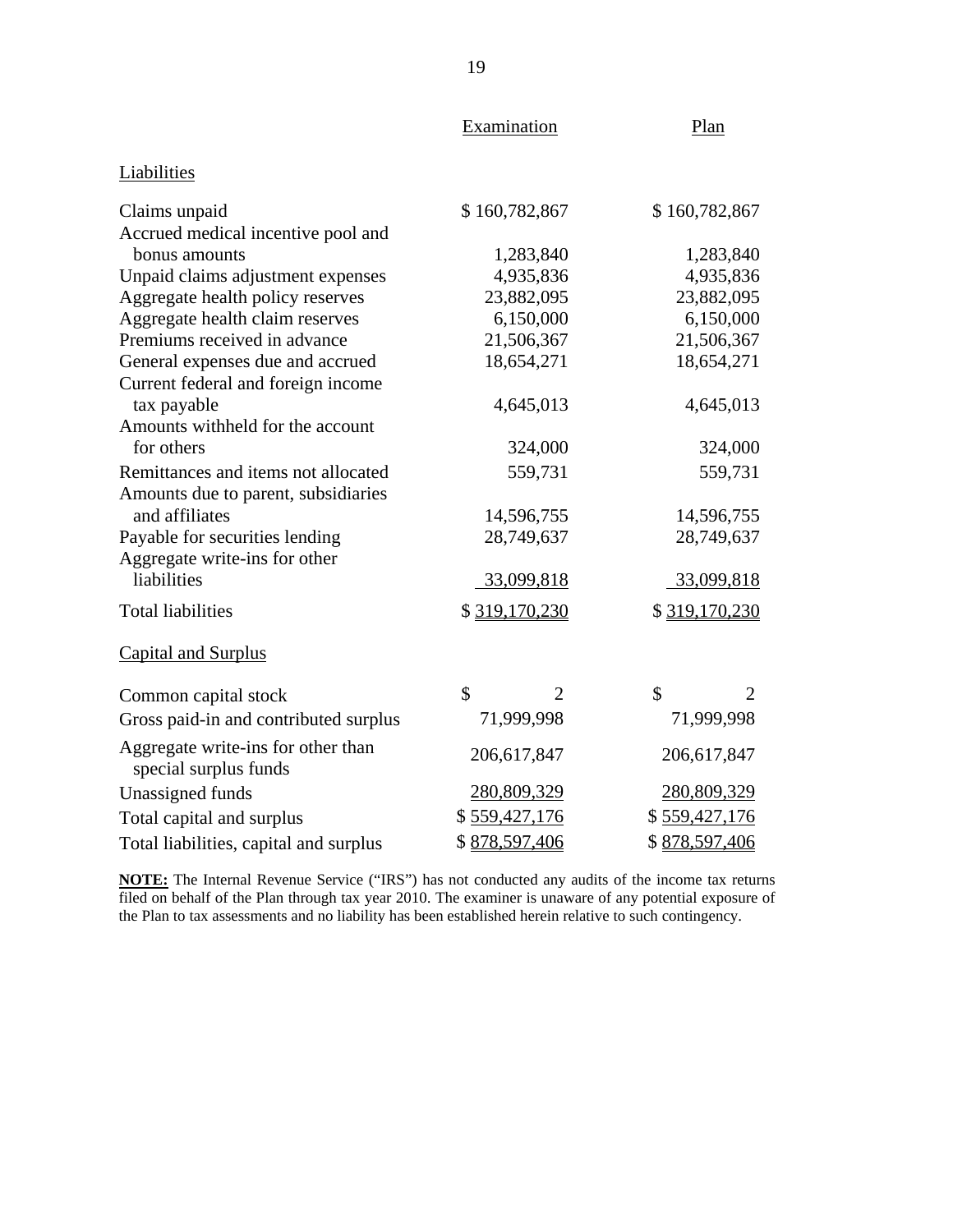| | Examination | Plan |
|---|---|---|
| **Liabilities** | | |
| Claims unpaid | $ 160,782,867 | $ 160,782,867 |
| Accrued medical incentive pool and bonus amounts | 1,283,840 | 1,283,840 |
| Unpaid claims adjustment expenses | 4,935,836 | 4,935,836 |
| Aggregate health policy reserves | 23,882,095 | 23,882,095 |
| Aggregate health claim reserves | 6,150,000 | 6,150,000 |
| Premiums received in advance | 21,506,367 | 21,506,367 |
| General expenses due and accrued | 18,654,271 | 18,654,271 |
| Current federal and foreign income tax payable | 4,645,013 | 4,645,013 |
| Amounts withheld for the account for others | 324,000 | 324,000 |
| Remittances and items not allocated | 559,731 | 559,731 |
| Amounts due to parent, subsidiaries and affiliates | 14,596,755 | 14,596,755 |
| Payable for securities lending | 28,749,637 | 28,749,637 |
| Aggregate write-ins for other liabilities | 33,099,818 | 33,099,818 |
| Total liabilities | $ 319,170,230 | $ 319,170,230 |
| **Capital and Surplus** | | |
| Common capital stock | $ 2 | $ 2 |
| Gross paid-in and contributed surplus | 71,999,998 | 71,999,998 |
| Aggregate write-ins for other than special surplus funds | 206,617,847 | 206,617,847 |
| Unassigned funds | 280,809,329 | 280,809,329 |
| Total capital and surplus | $ 559,427,176 | $ 559,427,176 |
| Total liabilities, capital and surplus | $ 878,597,406 | $ 878,597,406 |

**NOTE:** The Internal Revenue Service ("IRS") has not conducted any audits of the income tax returns filed on behalf of the Plan through tax year 2010. The examiner is unaware of any potential exposure of the Plan to tax assessments and no liability has been established herein relative to such contingency.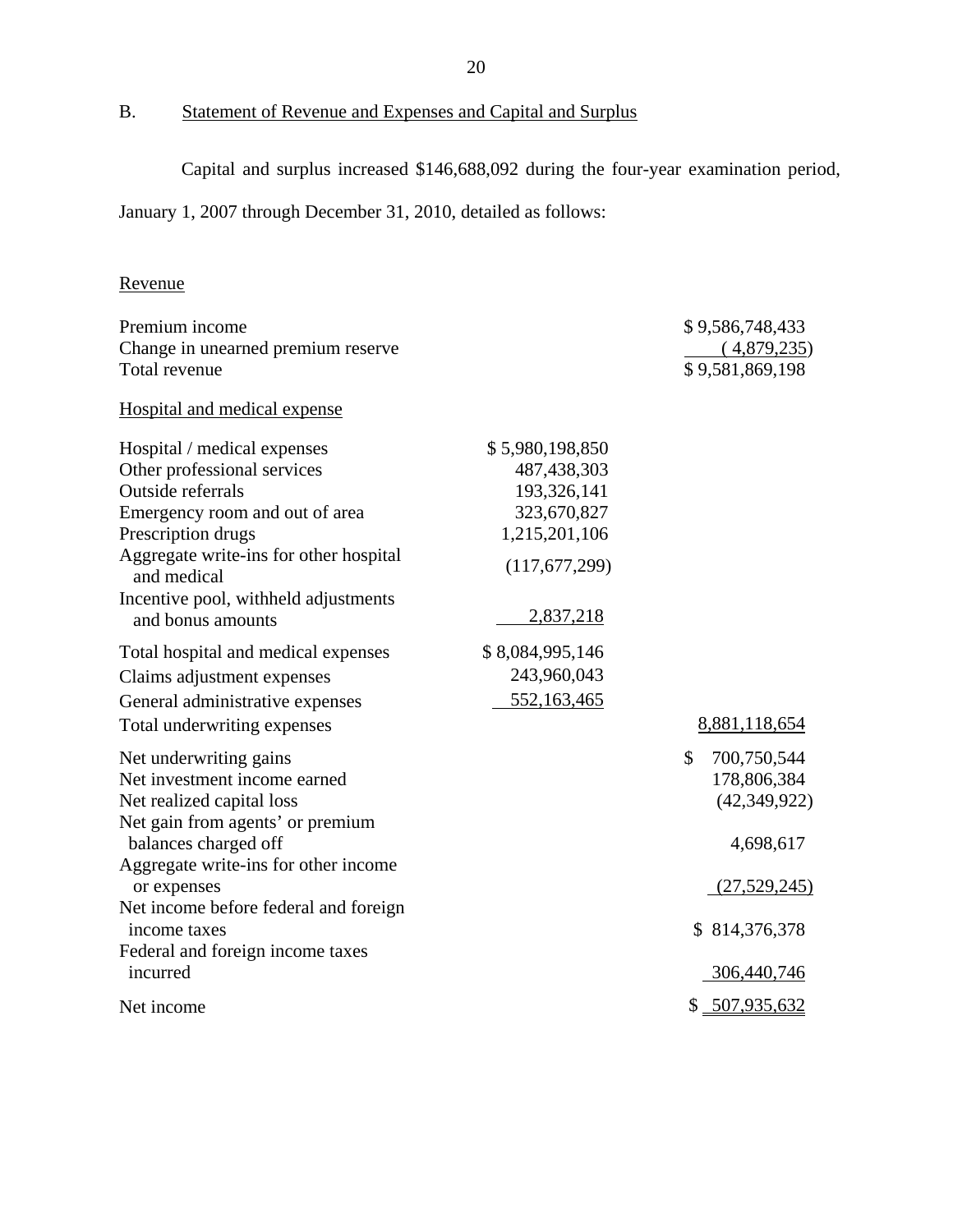## B. Statement of Revenue and Expenses and Capital and Surplus

Capital and surplus increased $146,688,092 during the four-year examination period, January 1, 2007 through December 31, 2010, detailed as follows:

| | | |
|---|---|---|
| Revenue | | |
| Premium income | | $ 9,586,748,433 |
| Change in unearned premium reserve | | ( 4,879,235) |
| Total revenue | | $ 9,581,869,198 |
| Hospital and medical expense | | |
| Hospital / medical expenses | $ 5,980,198,850 | |
| Other professional services | 487,438,303 | |
| Outside referrals | 193,326,141 | |
| Emergency room and out of area | 323,670,827 | |
| Prescription drugs | 1,215,201,106 | |
| Aggregate write-ins for other hospital and medical | (117,677,299) | |
| Incentive pool, withheld adjustments and bonus amounts | 2,837,218 | |
| Total hospital and medical expenses | $ 8,084,995,146 | |
| Claims adjustment expenses | 243,960,043 | |
| General administrative expenses | 552,163,465 | |
| Total underwriting expenses | | 8,881,118,654 |
| Net underwriting gains | | $ 700,750,544 |
| Net investment income earned | | 178,806,384 |
| Net realized capital loss | | (42,349,922) |
| Net gain from agents' or premium balances charged off | | 4,698,617 |
| Aggregate write-ins for other income or expenses | | (27,529,245) |
| Net income before federal and foreign income taxes | | $ 814,376,378 |
| Federal and foreign income taxes incurred | | 306,440,746 |
| Net income | | $ 507,935,632 |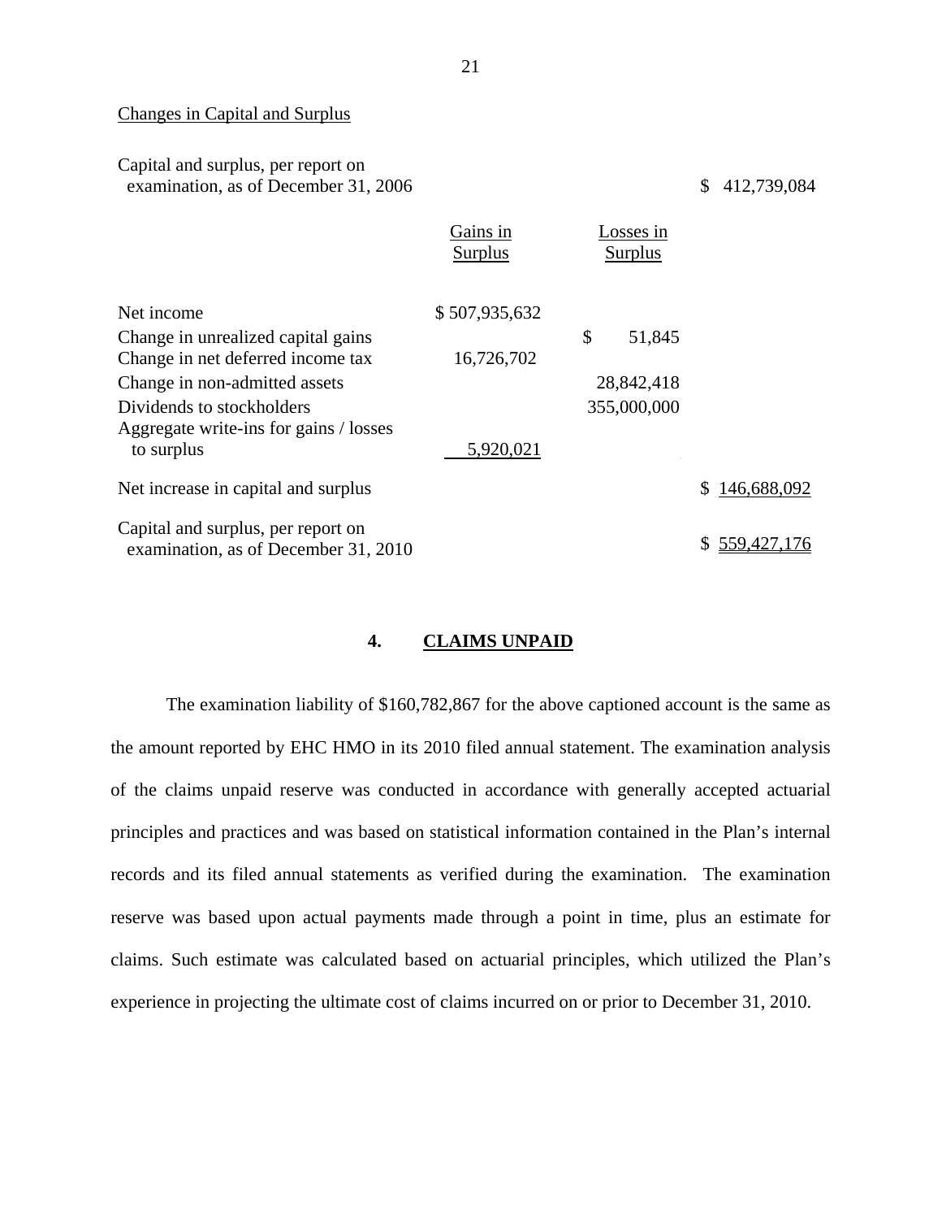Changes in Capital and Surplus

| | Gains in Surplus | Losses in Surplus | |
|---|---|---|---|
| Capital and surplus, per report on examination, as of December 31, 2006 | | | $ 412,739,084 |
| Net income | $ 507,935,632 | | |
| Change in unrealized capital gains | | $ 51,845 | |
| Change in net deferred income tax | 16,726,702 | | |
| Change in non-admitted assets | | 28,842,418 | |
| Dividends to stockholders | | 355,000,000 | |
| Aggregate write-ins for gains / losses to surplus | 5,920,021 | | |
| Net increase in capital and surplus | | | $ 146,688,092 |
| Capital and surplus, per report on examination, as of December 31, 2010 | | | $ 559,427,176 |

## 4. CLAIMS UNPAID

The examination liability of $160,782,867 for the above captioned account is the same as the amount reported by EHC HMO in its 2010 filed annual statement. The examination analysis of the claims unpaid reserve was conducted in accordance with generally accepted actuarial principles and practices and was based on statistical information contained in the Plan's internal records and its filed annual statements as verified during the examination. The examination reserve was based upon actual payments made through a point in time, plus an estimate for claims. Such estimate was calculated based on actuarial principles, which utilized the Plan's experience in projecting the ultimate cost of claims incurred on or prior to December 31, 2010.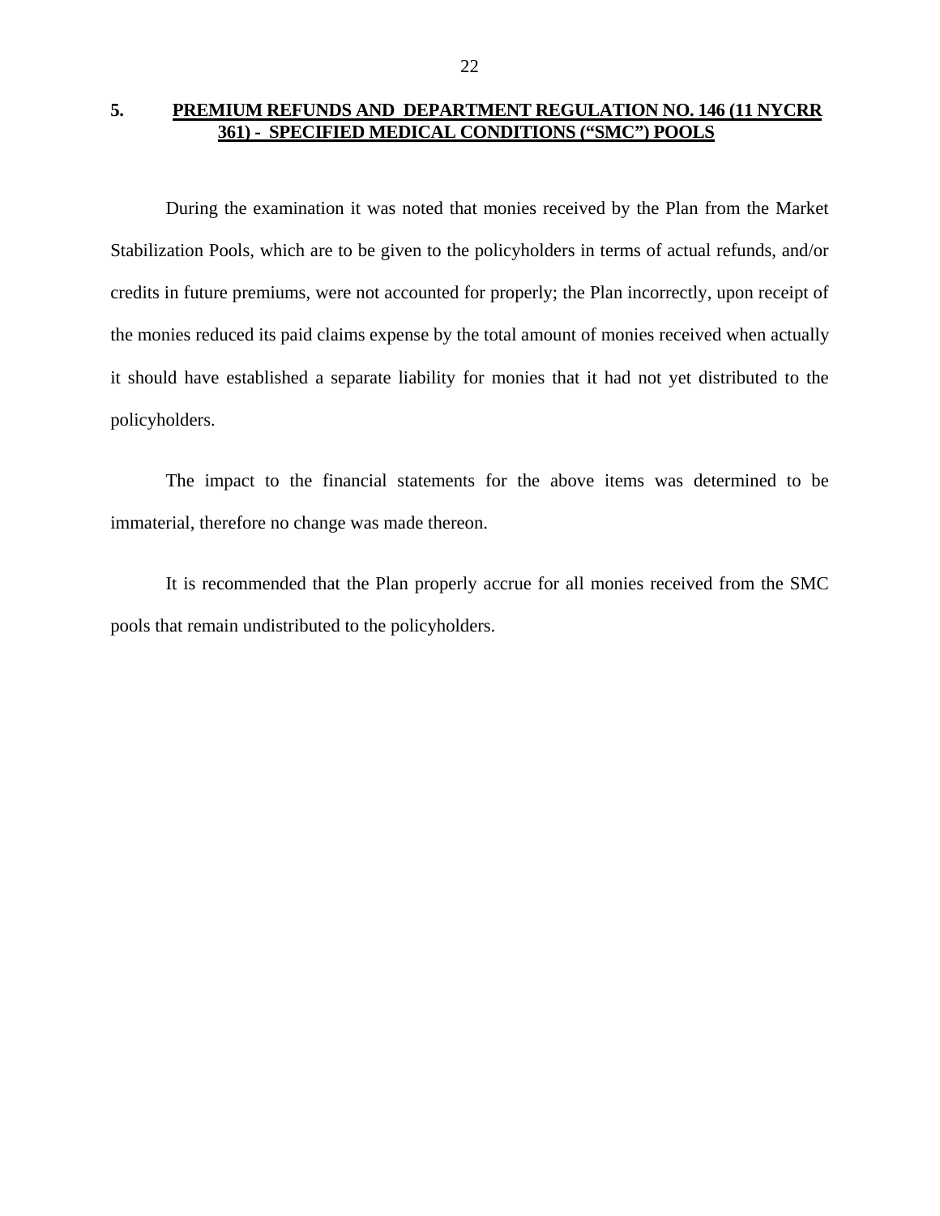## 5. PREMIUM REFUNDS AND DEPARTMENT REGULATION NO. 146 (11 NYCRR 361) - SPECIFIED MEDICAL CONDITIONS ("SMC") POOLS

During the examination it was noted that monies received by the Plan from the Market Stabilization Pools, which are to be given to the policyholders in terms of actual refunds, and/or credits in future premiums, were not accounted for properly; the Plan incorrectly, upon receipt of the monies reduced its paid claims expense by the total amount of monies received when actually it should have established a separate liability for monies that it had not yet distributed to the policyholders.

The impact to the financial statements for the above items was determined to be immaterial, therefore no change was made thereon.

It is recommended that the Plan properly accrue for all monies received from the SMC pools that remain undistributed to the policyholders.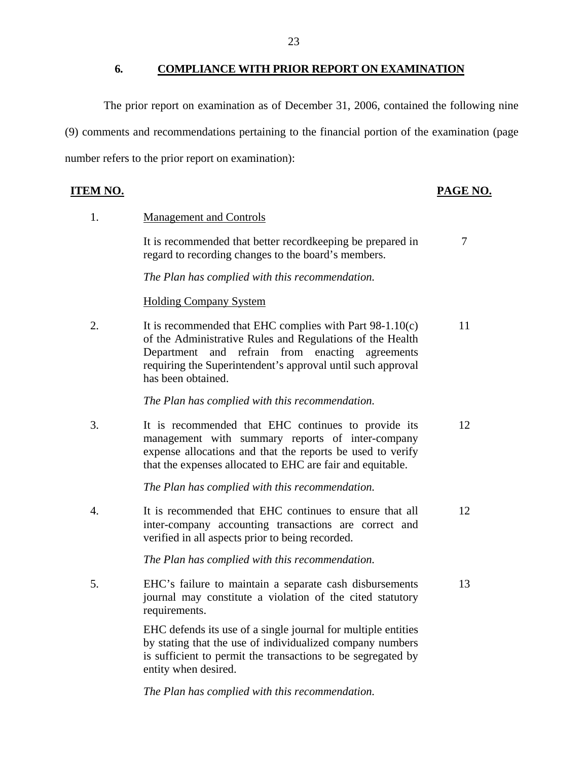## 6. COMPLIANCE WITH PRIOR REPORT ON EXAMINATION

The prior report on examination as of December 31, 2006, contained the following nine (9) comments and recommendations pertaining to the financial portion of the examination (page number refers to the prior report on examination):

| ITEM NO. | | PAGE NO. |
|---|---|---|
| 1. | Management and Controls | |
| | It is recommended that better recordkeeping be prepared in regard to recording changes to the board's members. | 7 |
| | *The Plan has complied with this recommendation.* | |
| | Holding Company System | |
| 2. | It is recommended that EHC complies with Part 98-1.10(c) of the Administrative Rules and Regulations of the Health Department and refrain from enacting agreements requiring the Superintendent's approval until such approval has been obtained. | 11 |
| | *The Plan has complied with this recommendation.* | |
| 3. | It is recommended that EHC continues to provide its management with summary reports of inter-company expense allocations and that the reports be used to verify that the expenses allocated to EHC are fair and equitable. | 12 |
| | *The Plan has complied with this recommendation.* | |
| 4. | It is recommended that EHC continues to ensure that all inter-company accounting transactions are correct and verified in all aspects prior to being recorded. | 12 |
| | *The Plan has complied with this recommendation.* | |
| 5. | EHC's failure to maintain a separate cash disbursements journal may constitute a violation of the cited statutory requirements. | 13 |
| | EHC defends its use of a single journal for multiple entities by stating that the use of individualized company numbers is sufficient to permit the transactions to be segregated by entity when desired. | |
| | *The Plan has complied with this recommendation.* | |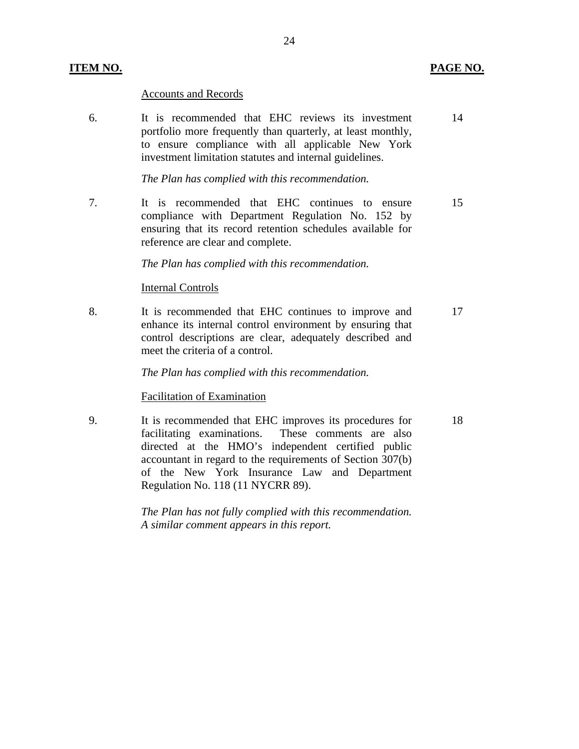| ITEM NO. | | PAGE NO. |
|---|---|---|
| | Accounts and Records | |
| 6. | It is recommended that EHC reviews its investment portfolio more frequently than quarterly, at least monthly, to ensure compliance with all applicable New York investment limitation statutes and internal guidelines.<br><br>*The Plan has complied with this recommendation.* | 14 |
| 7. | It is recommended that EHC continues to ensure compliance with Department Regulation No. 152 by ensuring that its record retention schedules available for reference are clear and complete.<br><br>*The Plan has complied with this recommendation.* | 15 |
| | Internal Controls | |
| 8. | It is recommended that EHC continues to improve and enhance its internal control environment by ensuring that control descriptions are clear, adequately described and meet the criteria of a control.<br><br>*The Plan has complied with this recommendation.* | 17 |
| | Facilitation of Examination | |
| 9. | It is recommended that EHC improves its procedures for facilitating examinations. These comments are also directed at the HMO's independent certified public accountant in regard to the requirements of Section 307(b) of the New York Insurance Law and Department Regulation No. 118 (11 NYCRR 89).<br><br>*The Plan has not fully complied with this recommendation. A similar comment appears in this report.* | 18 |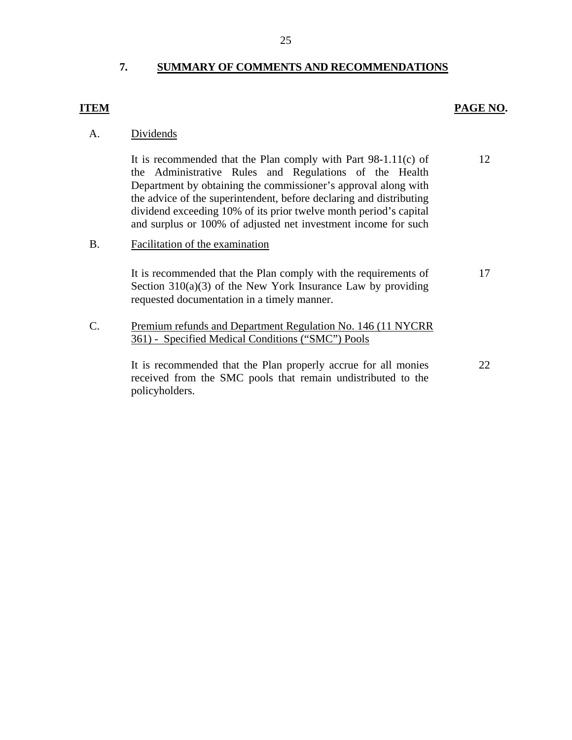## 7. SUMMARY OF COMMENTS AND RECOMMENDATIONS

| ITEM | | PAGE NO. |
|---|---|---|
| A. | Dividends | |
| | It is recommended that the Plan comply with Part 98-1.11(c) of the Administrative Rules and Regulations of the Health Department by obtaining the commissioner's approval along with the advice of the superintendent, before declaring and distributing dividend exceeding 10% of its prior twelve month period's capital and surplus or 100% of adjusted net investment income for such | 12 |
| B. | Facilitation of the examination | |
| | It is recommended that the Plan comply with the requirements of Section 310(a)(3) of the New York Insurance Law by providing requested documentation in a timely manner. | 17 |
| C. | Premium refunds and Department Regulation No. 146 (11 NYCRR 361) - Specified Medical Conditions ("SMC") Pools | |
| | It is recommended that the Plan properly accrue for all monies received from the SMC pools that remain undistributed to the policyholders. | 22 |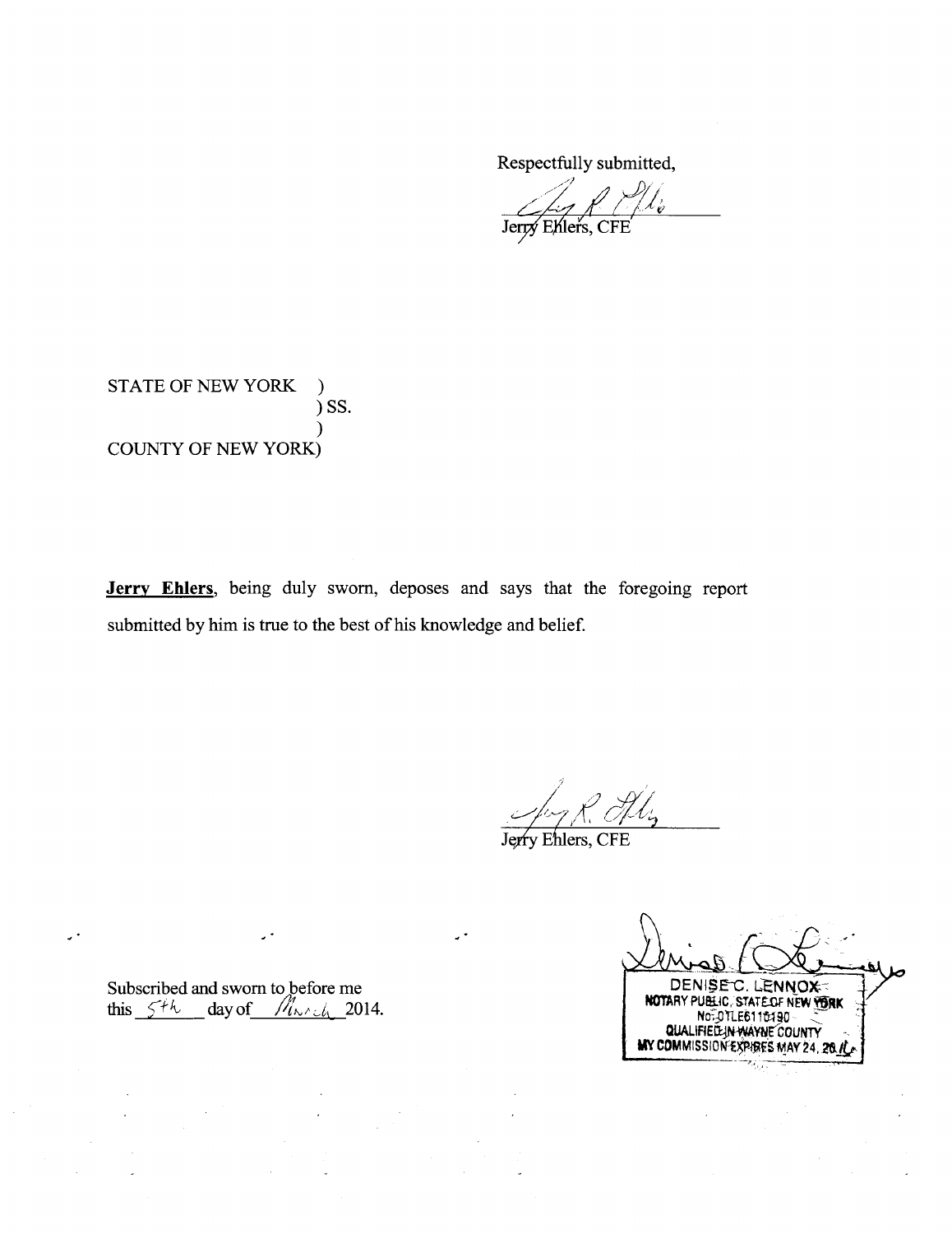Respectfully submitted,

Jerry Ehlers, CFE

STATE OF NEW YORK )
) SS.
)
COUNTY OF NEW YORK)

**Jerry Ehlers**, being duly sworn, deposes and says that the foregoing report submitted by him is true to the best of his knowledge and belief.

Jerry Ehlers, CFE

Subscribed and sworn to before me
this 5th day of March 2014.

DENISE C. LENNOX
NOTARY PUBLIC, STATE OF NEW YORK
No. 01LE6110190
QUALIFIED IN WAYNE COUNTY
MY COMMISSION EXPIRES MAY 24, 20 16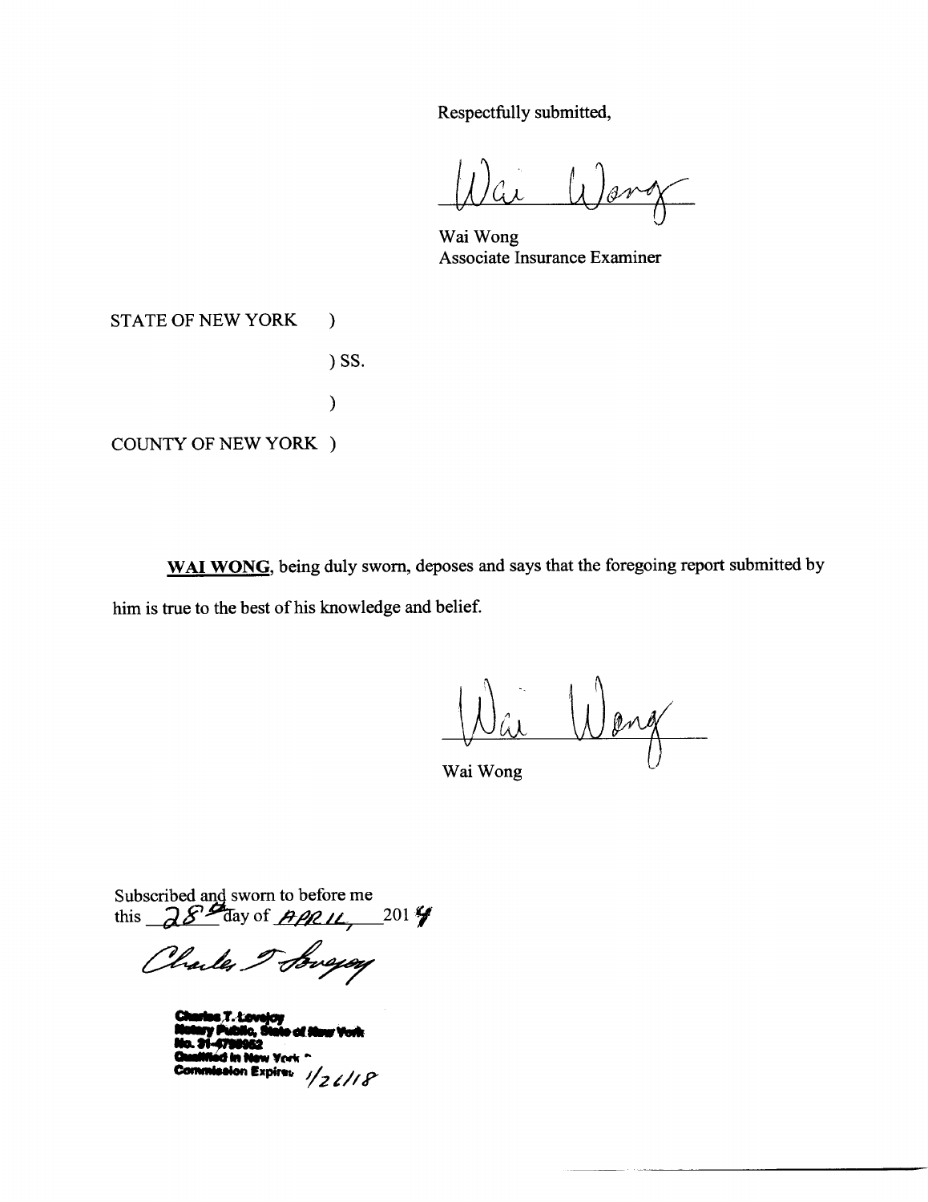Respectfully submitted,

Wai Wong

Wai Wong
Associate Insurance Examiner

STATE OF NEW YORK )

) SS.

)

COUNTY OF NEW YORK )

**WAI WONG**, being duly sworn, deposes and says that the foregoing report submitted by him is true to the best of his knowledge and belief.

Wai Wong

Wai Wong

Subscribed and sworn to before me
this 28th day of APRIL, 2014

Charles T. Lovejoy

Charles T. Lovejoy
Notary Public, State of New York
No. 31-4798952
Qualified in New York
Commission Expires 1/26/18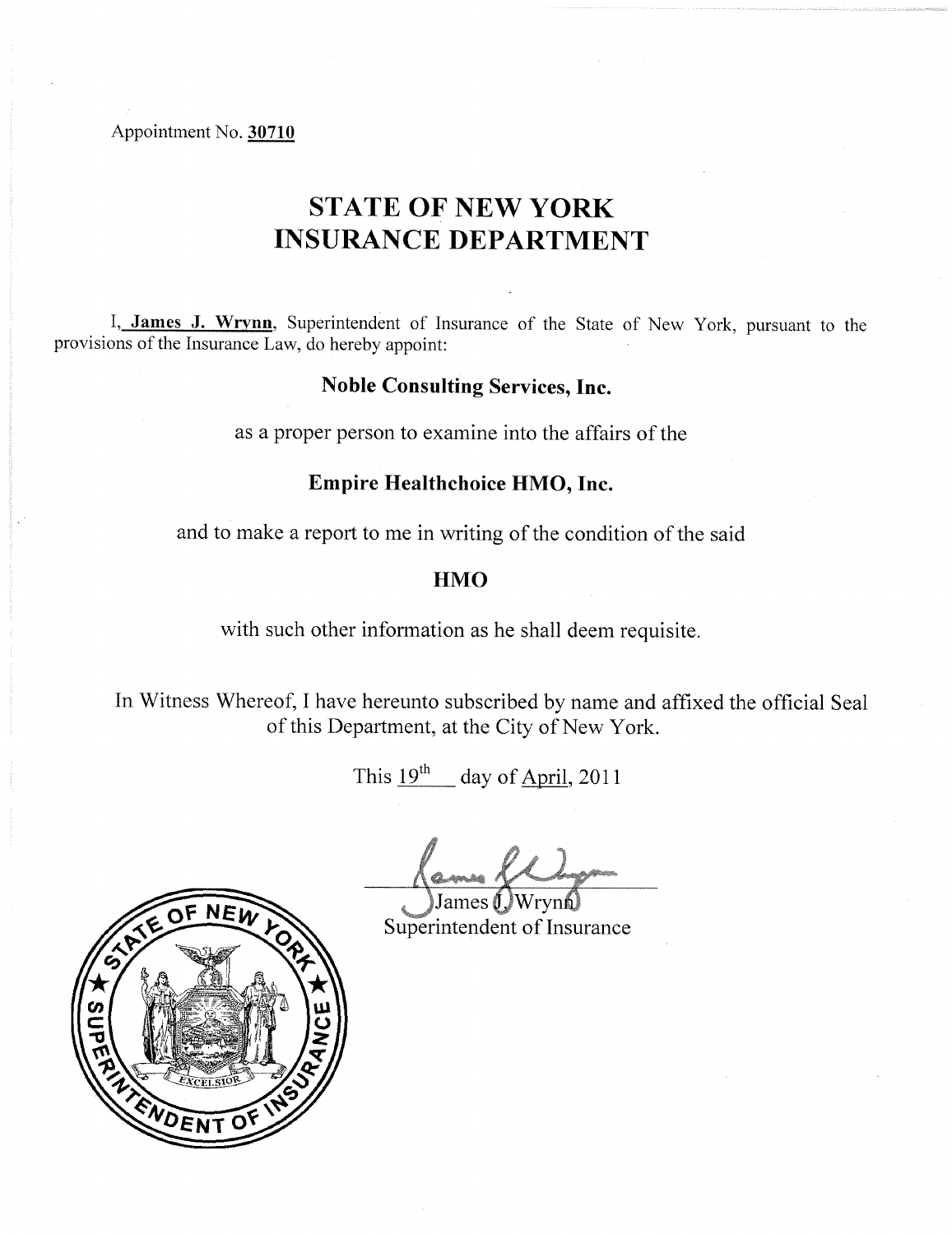Appointment No. **30710**

# STATE OF NEW YORK
# INSURANCE DEPARTMENT

I, **James J. Wrynn**, Superintendent of Insurance of the State of New York, pursuant to the provisions of the Insurance Law, do hereby appoint:

**Noble Consulting Services, Inc.**

as a proper person to examine into the affairs of the

**Empire Healthchoice HMO, Inc.**

and to make a report to me in writing of the condition of the said

**HMO**

with such other information as he shall deem requisite.

In Witness Whereof, I have hereunto subscribed by name and affixed the official Seal of this Department, at the City of New York.

This 19th day of April, 2011

James J. Wrynn
Superintendent of Insurance

STATE OF NEW YORK SUPERINTENDENT OF INSURANCE EXCELSIOR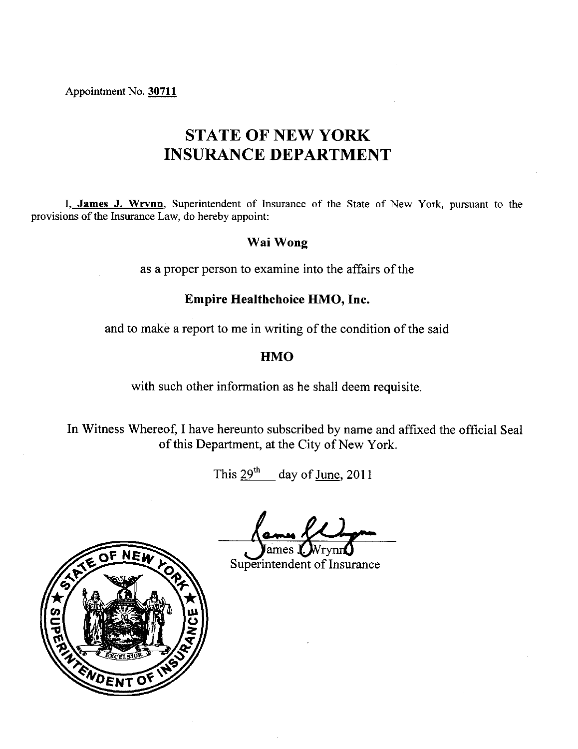Appointment No. **30711**

# STATE OF NEW YORK
# INSURANCE DEPARTMENT

I, **James J. Wrynn**, Superintendent of Insurance of the State of New York, pursuant to the provisions of the Insurance Law, do hereby appoint:

**Wai Wong**

as a proper person to examine into the affairs of the

**Empire Healthchoice HMO, Inc.**

and to make a report to me in writing of the condition of the said

**HMO**

with such other information as he shall deem requisite.

In Witness Whereof, I have hereunto subscribed by name and affixed the official Seal of this Department, at the City of New York.

This 29th day of June, 2011

James J. Wrynn
Superintendent of Insurance

STATE OF NEW YORK SUPERINTENDENT OF INSURANCE
EXCELSIOR